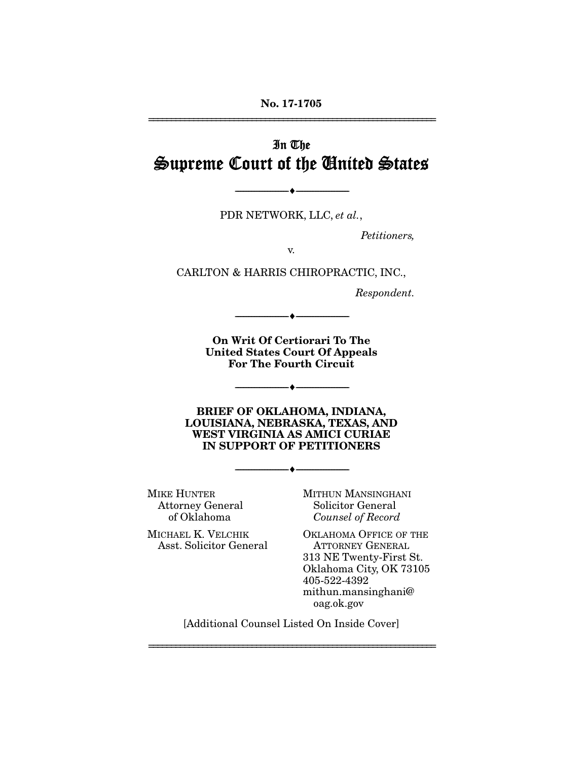No. 17-1705

# In The Supreme Court of the United States

---

PDR NETWORK, LLC, *et al.*,

*Petitioners,*

v.

CARLTON & HARRIS CHIROPRACTIC, INC.,

*Respondent.*

---

**On Writ Of Certiorari To The United States Court Of Appeals For The Fourth Circuit**

---

**BRIEF OF OKLAHOMA, INDIANA, LOUISIANA, NEBRASKA, TEXAS, AND WEST VIRGINIA AS AMICI CURIAE IN SUPPORT OF PETITIONERS**

---

MIKE HUNTER
Attorney General of Oklahoma

MICHAEL K. VELCHIK
Asst. Solicitor General

MITHUN MANSINGHANI
Solicitor General
*Counsel of Record*

OKLAHOMA OFFICE OF THE ATTORNEY GENERAL
313 NE Twenty-First St.
Oklahoma City, OK 73105
405-522-4392
mithun.mansinghani@oag.ok.gov

[Additional Counsel Listed On Inside Cover]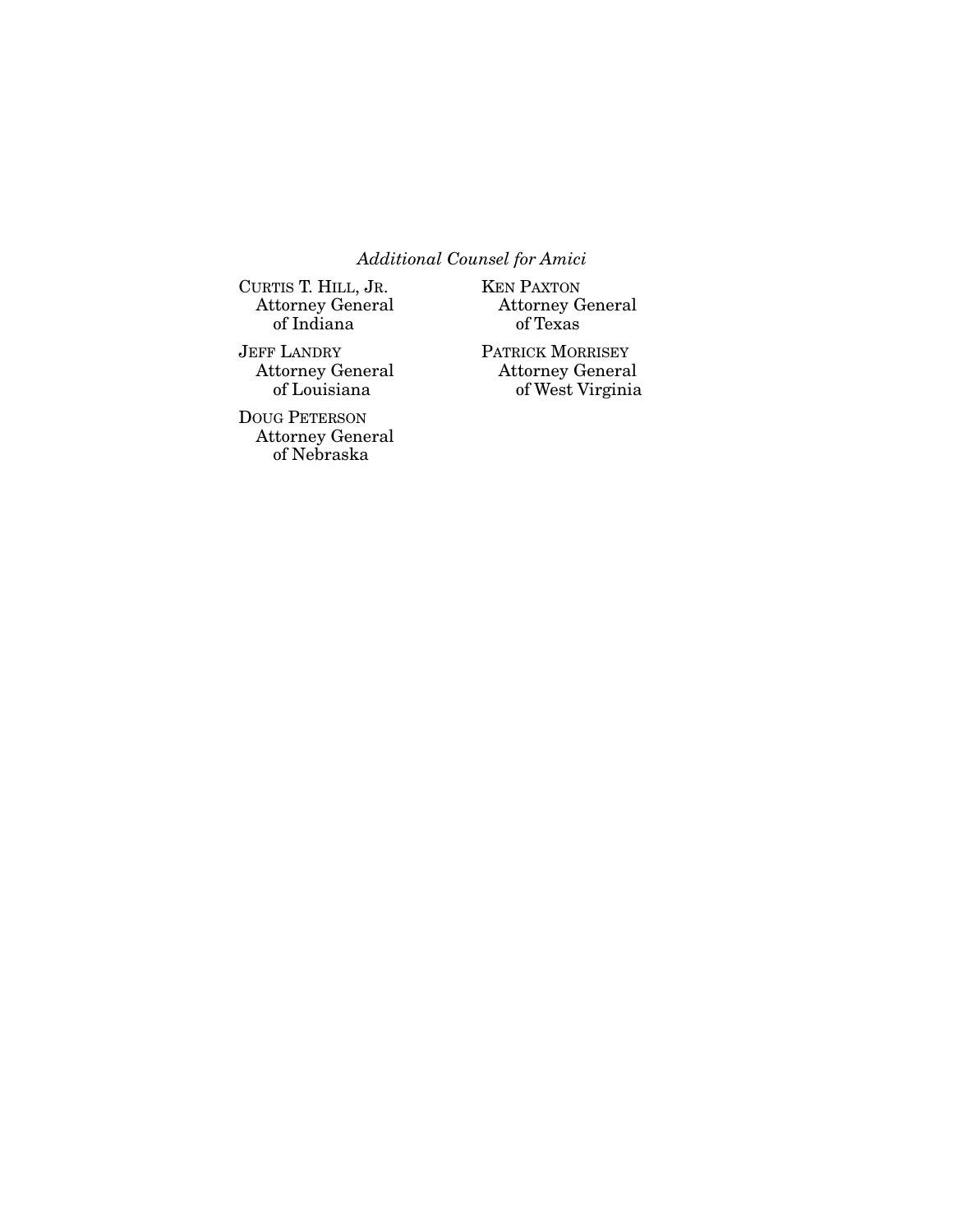*Additional Counsel for Amici*

CURTIS T. HILL, JR.
Attorney General
of Indiana

JEFF LANDRY
Attorney General
of Louisiana

DOUG PETERSON
Attorney General
of Nebraska

KEN PAXTON
Attorney General
of Texas

PATRICK MORRISEY
Attorney General
of West Virginia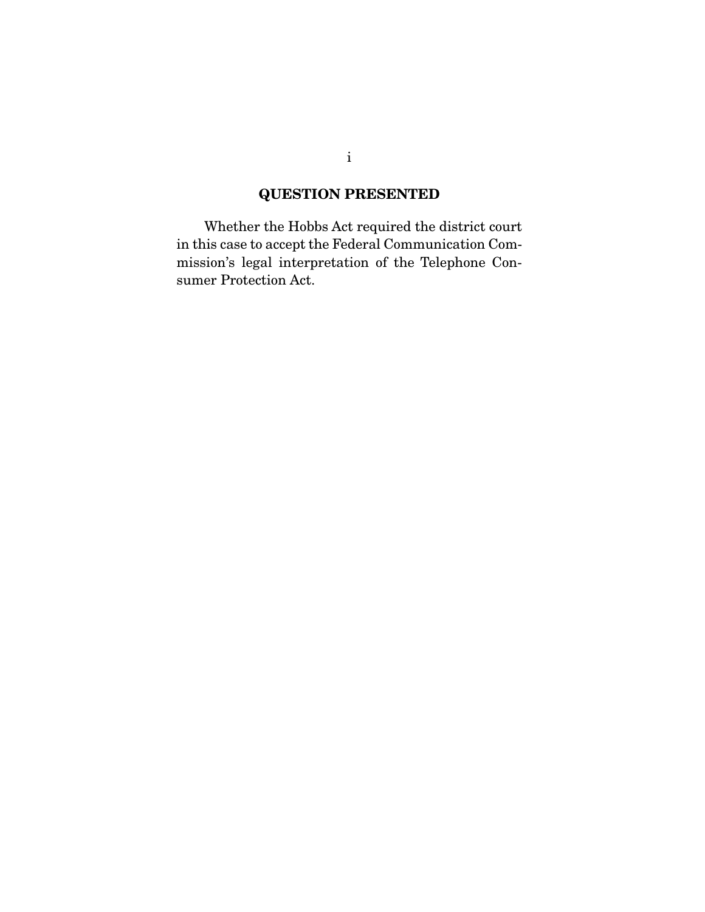## QUESTION PRESENTED

Whether the Hobbs Act required the district court in this case to accept the Federal Communication Commission's legal interpretation of the Telephone Consumer Protection Act.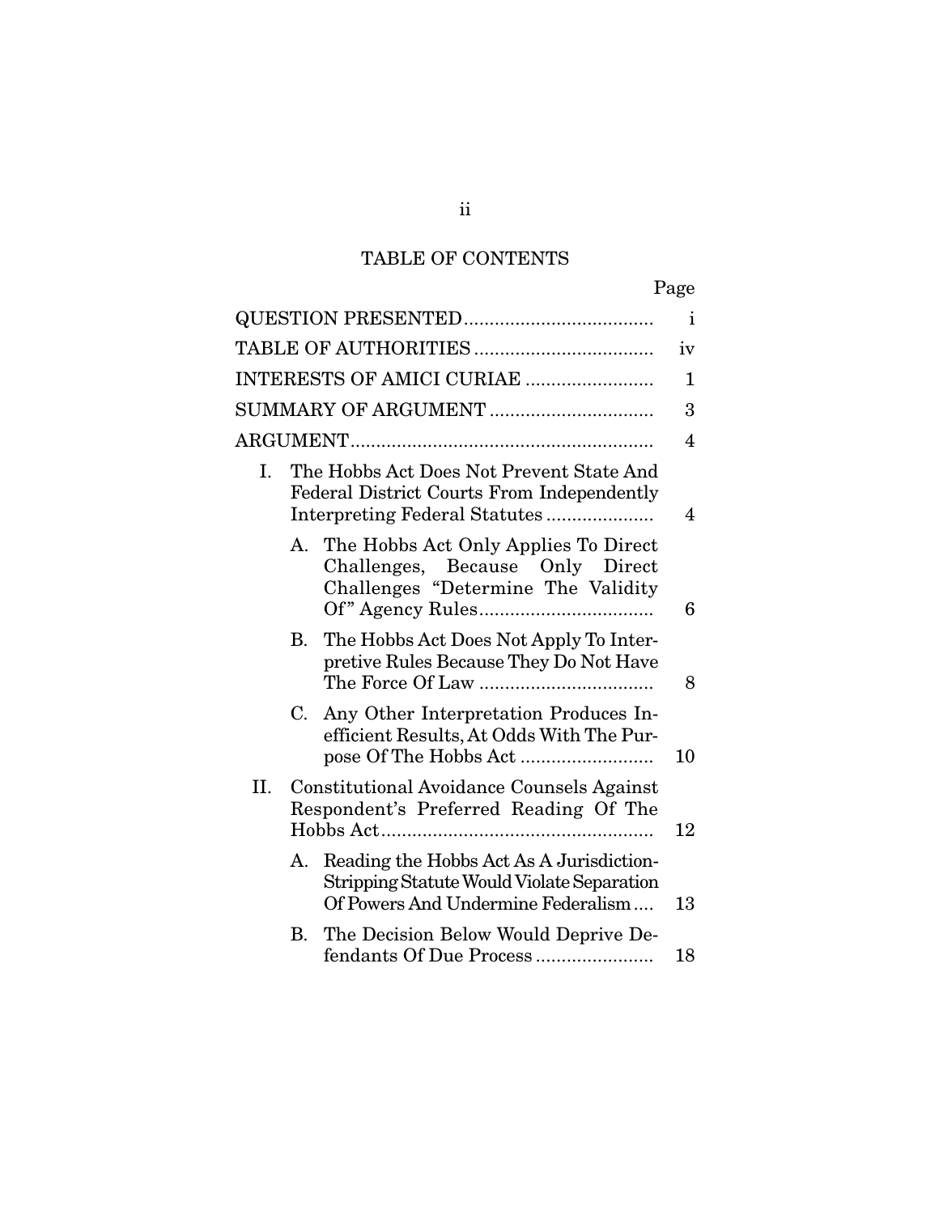# TABLE OF CONTENTS

| | Page |
|---|---|
| QUESTION PRESENTED | i |
| TABLE OF AUTHORITIES | iv |
| INTERESTS OF AMICI CURIAE | 1 |
| SUMMARY OF ARGUMENT | 3 |
| ARGUMENT | 4 |
| I. The Hobbs Act Does Not Prevent State And Federal District Courts From Independently Interpreting Federal Statutes | 4 |
| A. The Hobbs Act Only Applies To Direct Challenges, Because Only Direct Challenges "Determine The Validity Of" Agency Rules | 6 |
| B. The Hobbs Act Does Not Apply To Interpretive Rules Because They Do Not Have The Force Of Law | 8 |
| C. Any Other Interpretation Produces Inefficient Results, At Odds With The Purpose Of The Hobbs Act | 10 |
| II. Constitutional Avoidance Counsels Against Respondent's Preferred Reading Of The Hobbs Act | 12 |
| A. Reading the Hobbs Act As A Jurisdiction-Stripping Statute Would Violate Separation Of Powers And Undermine Federalism | 13 |
| B. The Decision Below Would Deprive Defendants Of Due Process | 18 |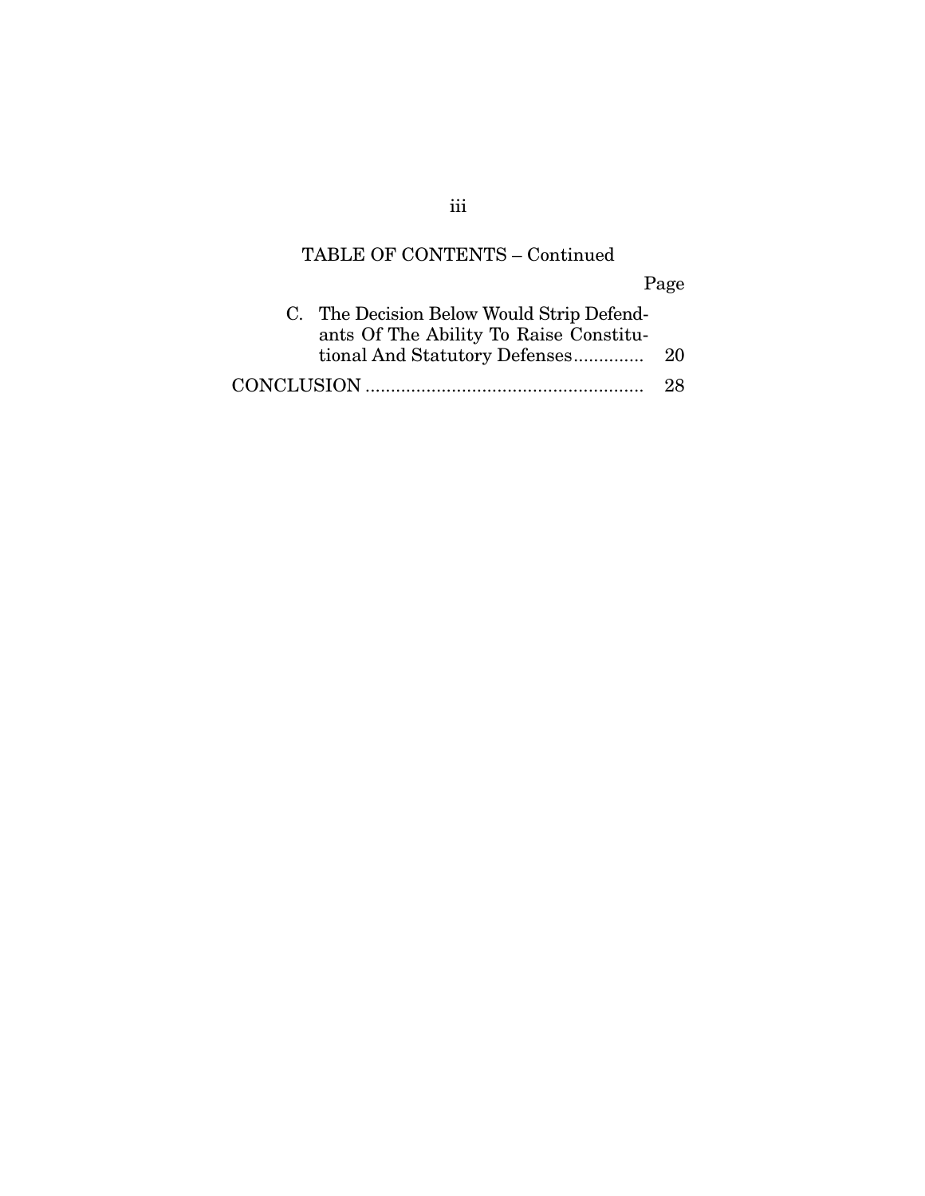TABLE OF CONTENTS – Continued

| | Page |
|---|---|
| C. The Decision Below Would Strip Defendants Of The Ability To Raise Constitutional And Statutory Defenses | 20 |
| CONCLUSION | 28 |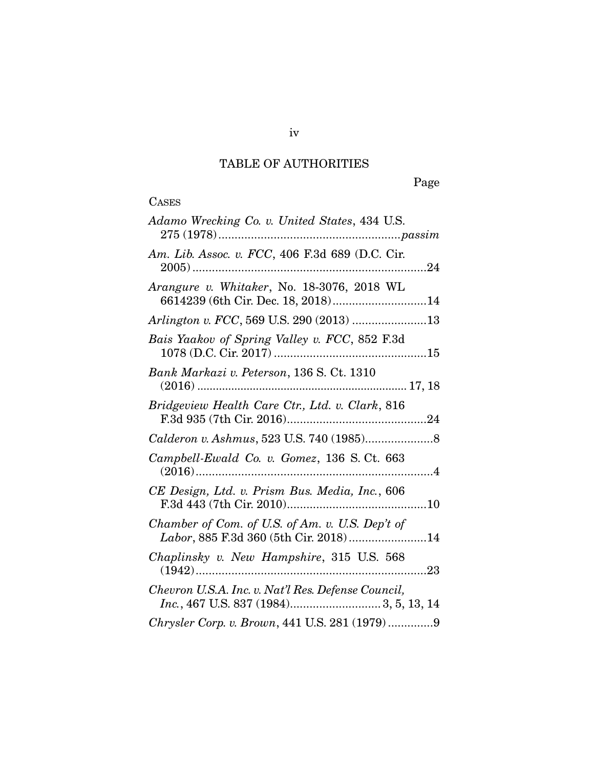## TABLE OF AUTHORITIES

Page

CASES

*Adamo Wrecking Co. v. United States*, 434 U.S. 275 (1978) ........................................................ *passim*

*Am. Lib. Assoc. v. FCC*, 406 F.3d 689 (D.C. Cir. 2005) ........................................................................ 24

*Arangure v. Whitaker*, No. 18-3076, 2018 WL 6614239 (6th Cir. Dec. 18, 2018) ............................. 14

*Arlington v. FCC*, 569 U.S. 290 (2013) ....................... 13

*Bais Yaakov of Spring Valley v. FCC*, 852 F.3d 1078 (D.C. Cir. 2017) ............................................... 15

*Bank Markazi v. Peterson*, 136 S. Ct. 1310 (2016) .................................................................. 17, 18

*Bridgeview Health Care Ctr., Ltd. v. Clark*, 816 F.3d 935 (7th Cir. 2016) ........................................... 24

*Calderon v. Ashmus*, 523 U.S. 740 (1985) ..................... 8

*Campbell-Ewald Co. v. Gomez*, 136 S. Ct. 663 (2016) ......................................................................... 4

*CE Design, Ltd. v. Prism Bus. Media, Inc.*, 606 F.3d 443 (7th Cir. 2010) ........................................... 10

*Chamber of Com. of U.S. of Am. v. U.S. Dep't of Labor*, 885 F.3d 360 (5th Cir. 2018) ........................ 14

*Chaplinsky v. New Hampshire*, 315 U.S. 568 (1942) ....................................................................... 23

*Chevron U.S.A. Inc. v. Nat'l Res. Defense Council, Inc.*, 467 U.S. 837 (1984) ............................ 3, 5, 13, 14

*Chrysler Corp. v. Brown*, 441 U.S. 281 (1979) .............. 9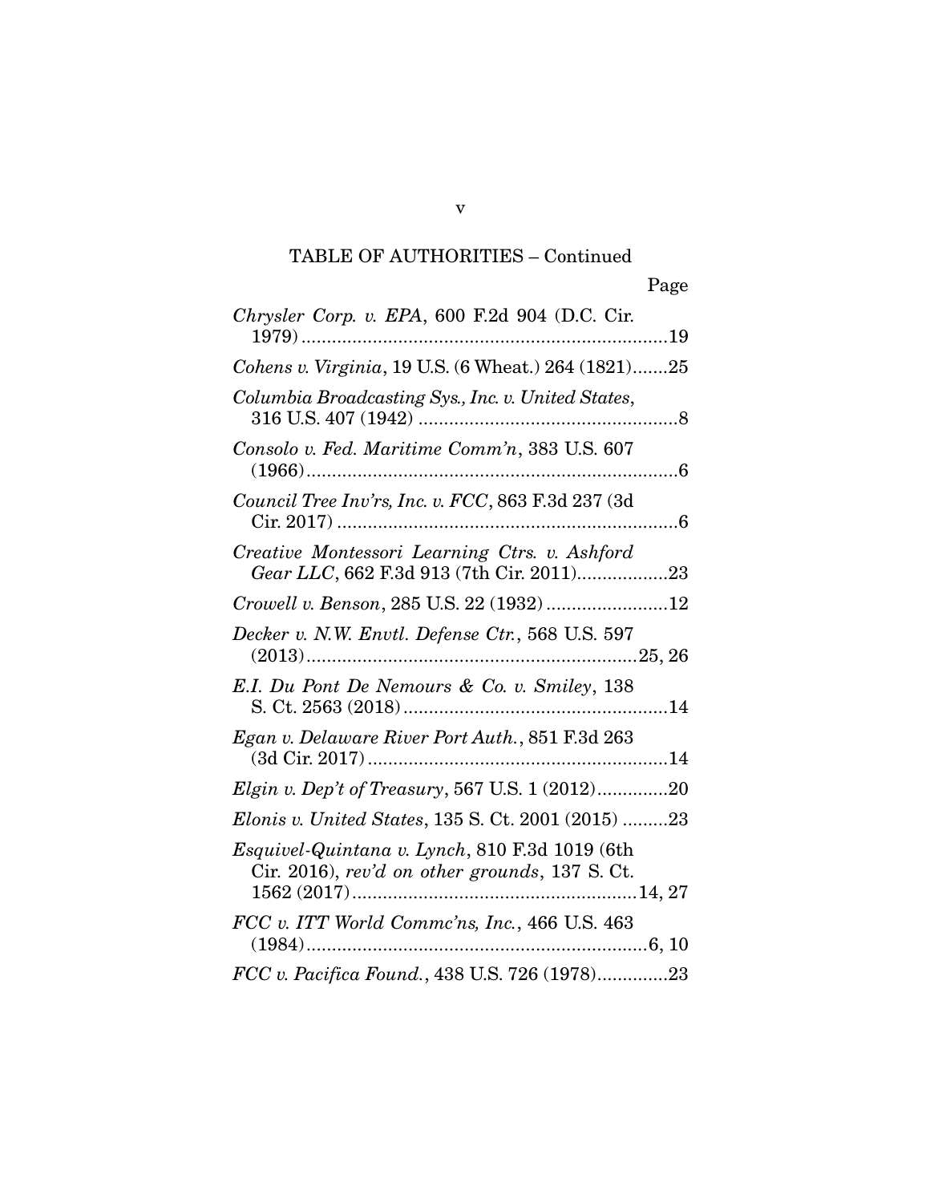TABLE OF AUTHORITIES – Continued

Page

*Chrysler Corp. v. EPA*, 600 F.2d 904 (D.C. Cir. 1979) ........................................................................19

*Cohens v. Virginia*, 19 U.S. (6 Wheat.) 264 (1821).......25

*Columbia Broadcasting Sys., Inc. v. United States*, 316 U.S. 407 (1942) ..................................................8

*Consolo v. Fed. Maritime Comm'n*, 383 U.S. 607 (1966)........................................................................6

*Council Tree Inv'rs, Inc. v. FCC*, 863 F.3d 237 (3d Cir. 2017) ..................................................................6

*Creative Montessori Learning Ctrs. v. Ashford Gear LLC*, 662 F.3d 913 (7th Cir. 2011)..................23

*Crowell v. Benson*, 285 U.S. 22 (1932) ........................12

*Decker v. N.W. Envtl. Defense Ctr.*, 568 U.S. 597 (2013)................................................................25, 26

*E.I. Du Pont De Nemours & Co. v. Smiley*, 138 S. Ct. 2563 (2018)....................................................14

*Egan v. Delaware River Port Auth.*, 851 F.3d 263 (3d Cir. 2017)...........................................................14

*Elgin v. Dep't of Treasury*, 567 U.S. 1 (2012)..............20

*Elonis v. United States*, 135 S. Ct. 2001 (2015) .........23

*Esquivel-Quintana v. Lynch*, 810 F.3d 1019 (6th Cir. 2016), *rev'd on other grounds*, 137 S. Ct. 1562 (2017)........................................................14, 27

*FCC v. ITT World Commc'ns, Inc.*, 466 U.S. 463 (1984)...................................................................6, 10

*FCC v. Pacifica Found.*, 438 U.S. 726 (1978)..............23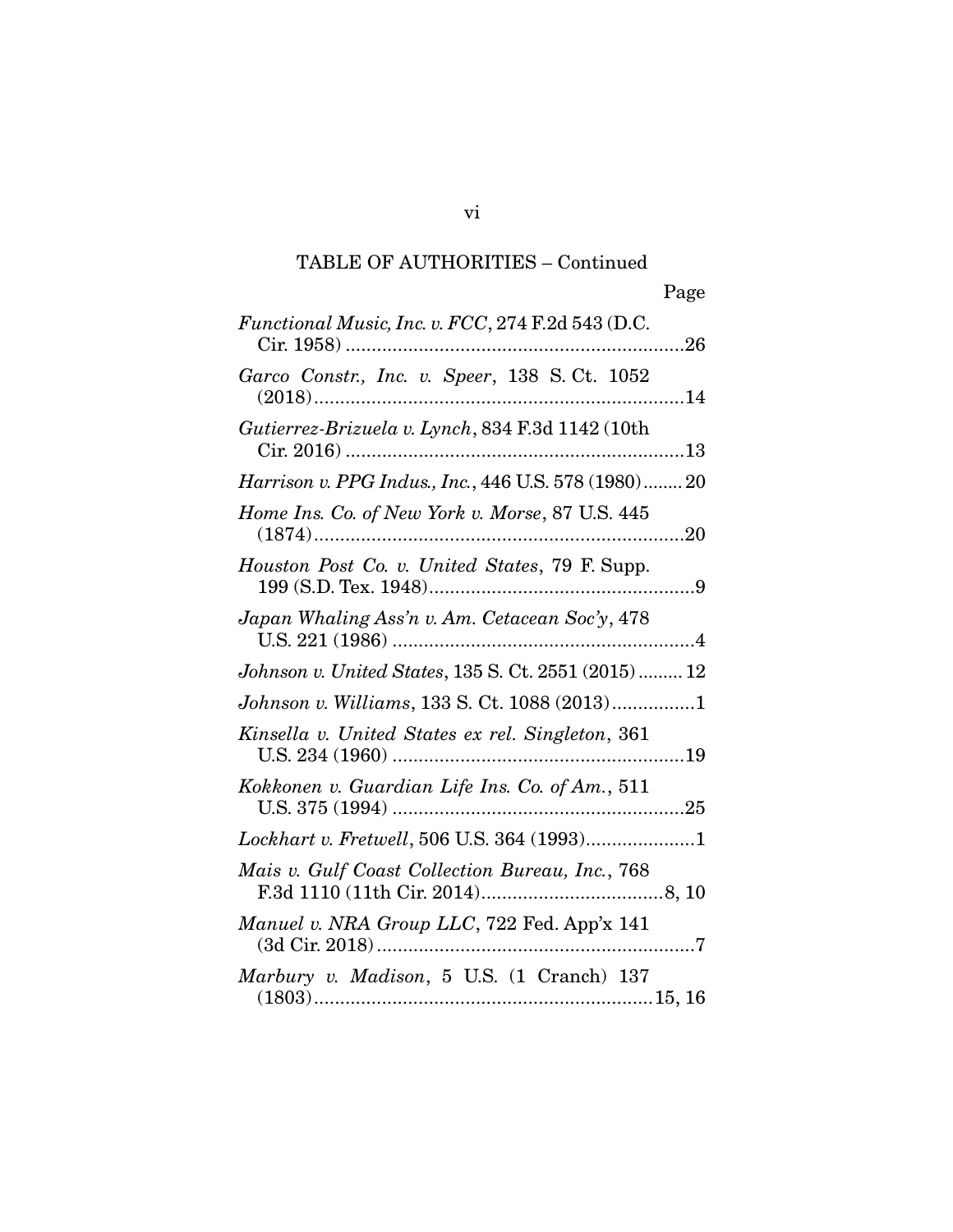TABLE OF AUTHORITIES – Continued

Page

*Functional Music, Inc. v. FCC*, 274 F.2d 543 (D.C. Cir. 1958) ....................26

*Garco Constr., Inc. v. Speer*, 138 S. Ct. 1052 (2018)....................14

*Gutierrez-Brizuela v. Lynch*, 834 F.3d 1142 (10th Cir. 2016) ....................13

*Harrison v. PPG Indus., Inc.*, 446 U.S. 578 (1980)........ 20

*Home Ins. Co. of New York v. Morse*, 87 U.S. 445 (1874)....................20

*Houston Post Co. v. United States*, 79 F. Supp. 199 (S.D. Tex. 1948)....................9

*Japan Whaling Ass'n v. Am. Cetacean Soc'y*, 478 U.S. 221 (1986) ....................4

*Johnson v. United States*, 135 S. Ct. 2551 (2015) ......... 12

*Johnson v. Williams*, 133 S. Ct. 1088 (2013)................1

*Kinsella v. United States ex rel. Singleton*, 361 U.S. 234 (1960) ....................19

*Kokkonen v. Guardian Life Ins. Co. of Am.*, 511 U.S. 375 (1994) ....................25

*Lockhart v. Fretwell*, 506 U.S. 364 (1993)....................1

*Mais v. Gulf Coast Collection Bureau, Inc.*, 768 F.3d 1110 (11th Cir. 2014)....................8, 10

*Manuel v. NRA Group LLC*, 722 Fed. App'x 141 (3d Cir. 2018)....................7

*Marbury v. Madison*, 5 U.S. (1 Cranch) 137 (1803)....................15, 16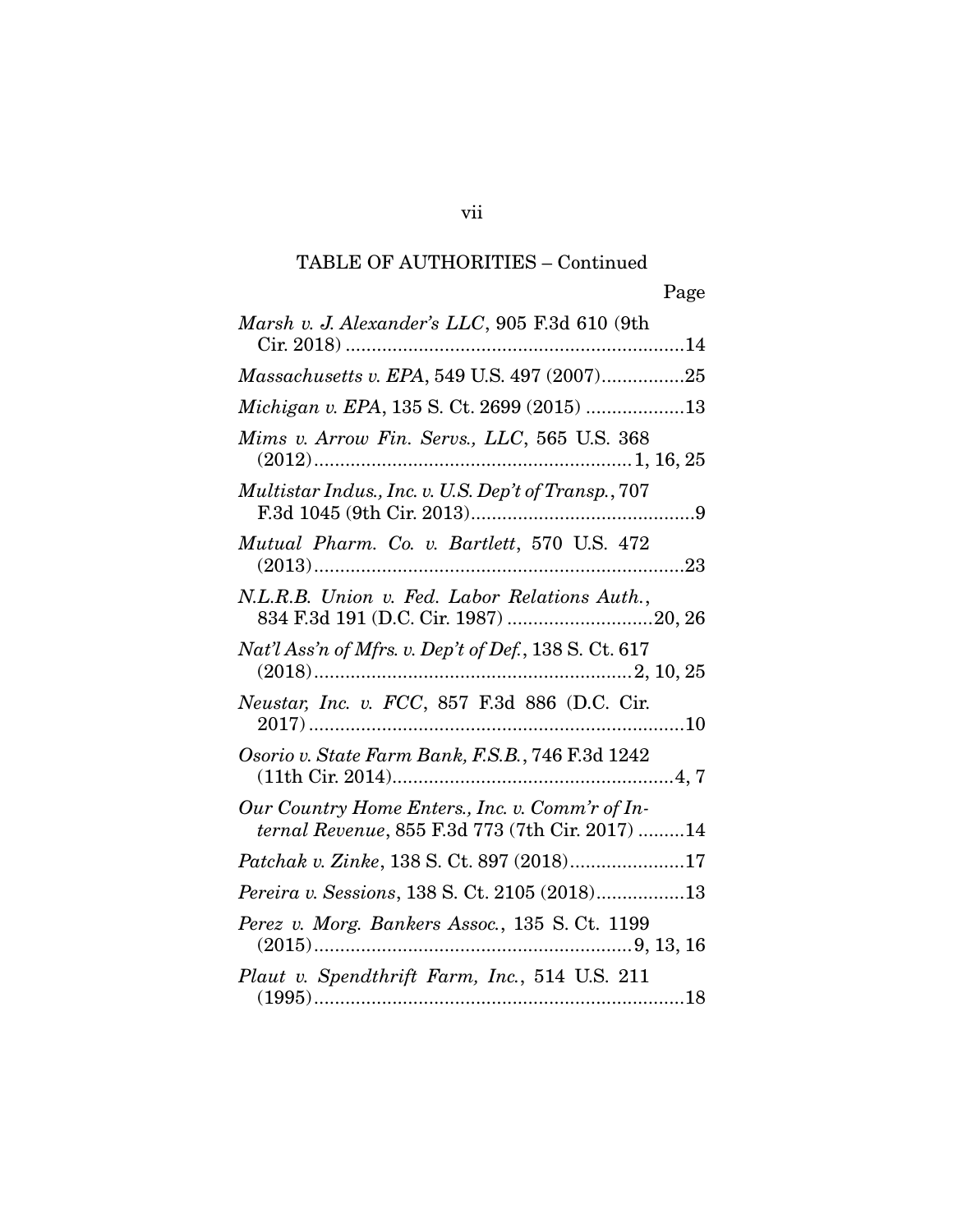TABLE OF AUTHORITIES – Continued

Page

*Marsh v. J. Alexander's LLC*, 905 F.3d 610 (9th Cir. 2018) ....................14

*Massachusetts v. EPA*, 549 U.S. 497 (2007)................25

*Michigan v. EPA*, 135 S. Ct. 2699 (2015) ...................13

*Mims v. Arrow Fin. Servs., LLC*, 565 U.S. 368 (2012)....................1, 16, 25

*Multistar Indus., Inc. v. U.S. Dep't of Transp.*, 707 F.3d 1045 (9th Cir. 2013)....................9

*Mutual Pharm. Co. v. Bartlett*, 570 U.S. 472 (2013)....................23

*N.L.R.B. Union v. Fed. Labor Relations Auth.*, 834 F.3d 191 (D.C. Cir. 1987) ....................20, 26

*Nat'l Ass'n of Mfrs. v. Dep't of Def.*, 138 S. Ct. 617 (2018)....................2, 10, 25

*Neustar, Inc. v. FCC*, 857 F.3d 886 (D.C. Cir. 2017)....................10

*Osorio v. State Farm Bank, F.S.B.*, 746 F.3d 1242 (11th Cir. 2014)....................4, 7

*Our Country Home Enters., Inc. v. Comm'r of Internal Revenue*, 855 F.3d 773 (7th Cir. 2017) .........14

*Patchak v. Zinke*, 138 S. Ct. 897 (2018)......................17

*Pereira v. Sessions*, 138 S. Ct. 2105 (2018).................13

*Perez v. Morg. Bankers Assoc.*, 135 S. Ct. 1199 (2015)....................9, 13, 16

*Plaut v. Spendthrift Farm, Inc.*, 514 U.S. 211 (1995)....................18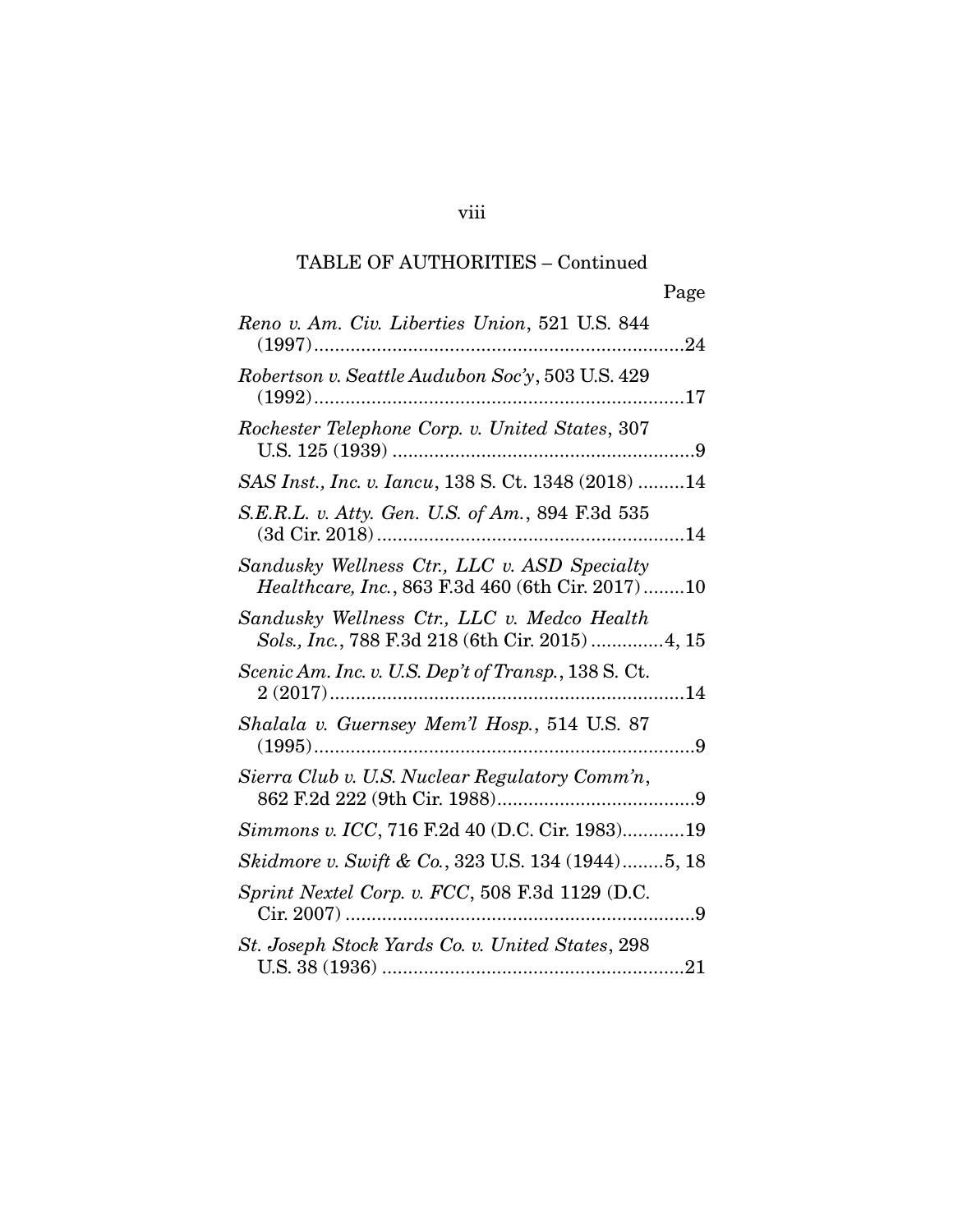TABLE OF AUTHORITIES – Continued

Page

*Reno v. Am. Civ. Liberties Union*, 521 U.S. 844 (1997)......................................................................24

*Robertson v. Seattle Audubon Soc'y*, 503 U.S. 429 (1992)......................................................................17

*Rochester Telephone Corp. v. United States*, 307 U.S. 125 (1939) ..........................................................9

*SAS Inst., Inc. v. Iancu*, 138 S. Ct. 1348 (2018) .........14

*S.E.R.L. v. Atty. Gen. U.S. of Am.*, 894 F.3d 535 (3d Cir. 2018)...........................................................14

*Sandusky Wellness Ctr., LLC v. ASD Specialty Healthcare, Inc.*, 863 F.3d 460 (6th Cir. 2017)........10

*Sandusky Wellness Ctr., LLC v. Medco Health Sols., Inc.*, 788 F.3d 218 (6th Cir. 2015) .............4, 15

*Scenic Am. Inc. v. U.S. Dep't of Transp.*, 138 S. Ct. 2 (2017)....................................................................14

*Shalala v. Guernsey Mem'l Hosp.*, 514 U.S. 87 (1995).........................................................................9

*Sierra Club v. U.S. Nuclear Regulatory Comm'n*, 862 F.2d 222 (9th Cir. 1988)......................................9

*Simmons v. ICC*, 716 F.2d 40 (D.C. Cir. 1983)............19

*Skidmore v. Swift & Co.*, 323 U.S. 134 (1944)........5, 18

*Sprint Nextel Corp. v. FCC*, 508 F.3d 1129 (D.C. Cir. 2007) ....................................................................9

*St. Joseph Stock Yards Co. v. United States*, 298 U.S. 38 (1936) ..........................................................21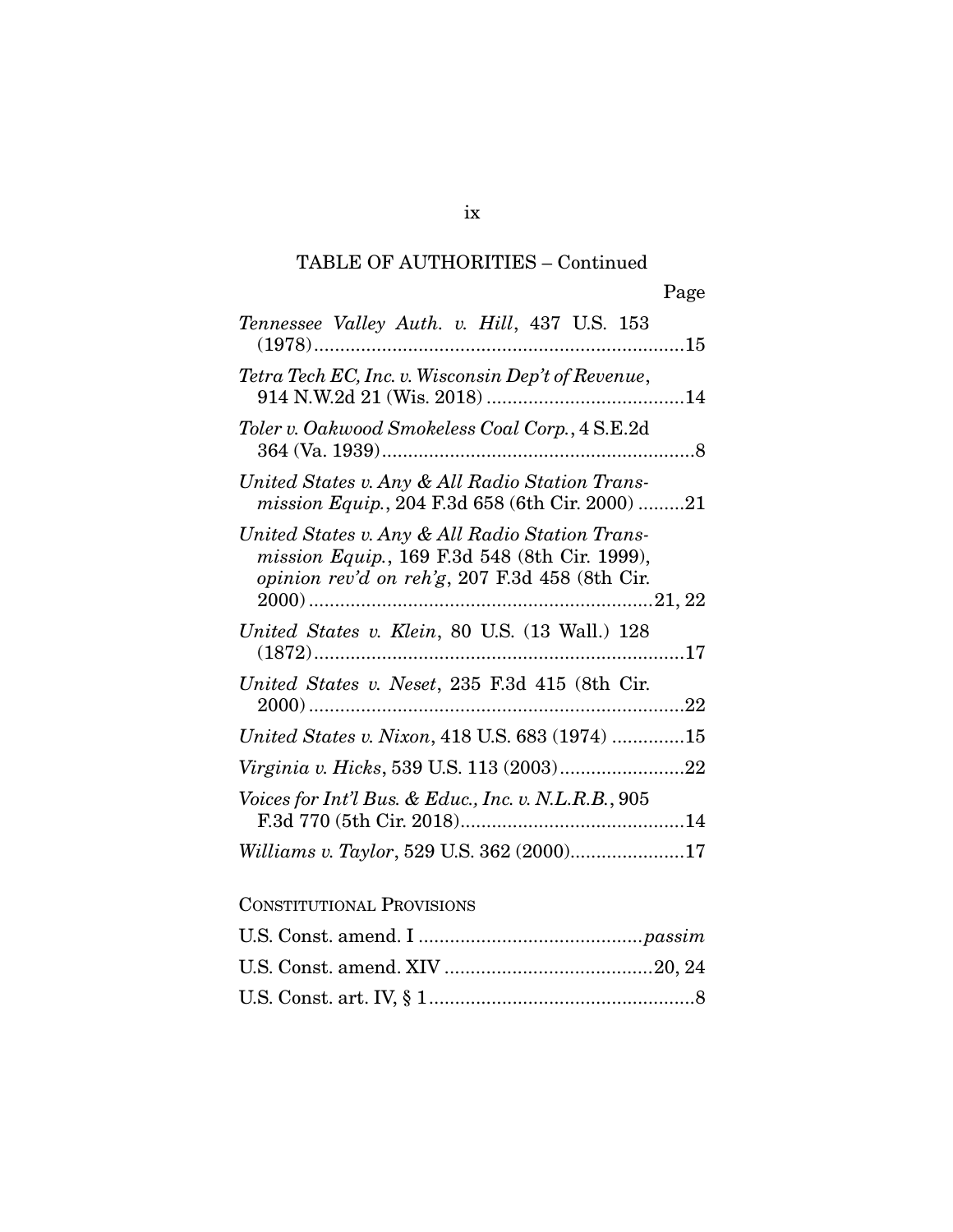TABLE OF AUTHORITIES – Continued

Page

*Tennessee Valley Auth. v. Hill*, 437 U.S. 153 (1978) ....................................................................15

*Tetra Tech EC, Inc. v. Wisconsin Dep't of Revenue*, 914 N.W.2d 21 (Wis. 2018) .....................................14

*Toler v. Oakwood Smokeless Coal Corp.*, 4 S.E.2d 364 (Va. 1939) ..........................................................8

*United States v. Any & All Radio Station Transmission Equip.*, 204 F.3d 658 (6th Cir. 2000) .........21

*United States v. Any & All Radio Station Transmission Equip.*, 169 F.3d 548 (8th Cir. 1999), *opinion rev'd on reh'g*, 207 F.3d 458 (8th Cir. 2000) ..................................................................21, 22

*United States v. Klein*, 80 U.S. (13 Wall.) 128 (1872) ....................................................................17

*United States v. Neset*, 235 F.3d 415 (8th Cir. 2000) ......................................................................22

*United States v. Nixon*, 418 U.S. 683 (1974) .............15

*Virginia v. Hicks*, 539 U.S. 113 (2003) ........................22

*Voices for Int'l Bus. & Educ., Inc. v. N.L.R.B.*, 905 F.3d 770 (5th Cir. 2018) ..........................................14

*Williams v. Taylor*, 529 U.S. 362 (2000) .....................17

CONSTITUTIONAL PROVISIONS

U.S. Const. amend. I ..........................................*passim*

U.S. Const. amend. XIV .......................................20, 24

U.S. Const. art. IV, § 1 ..................................................8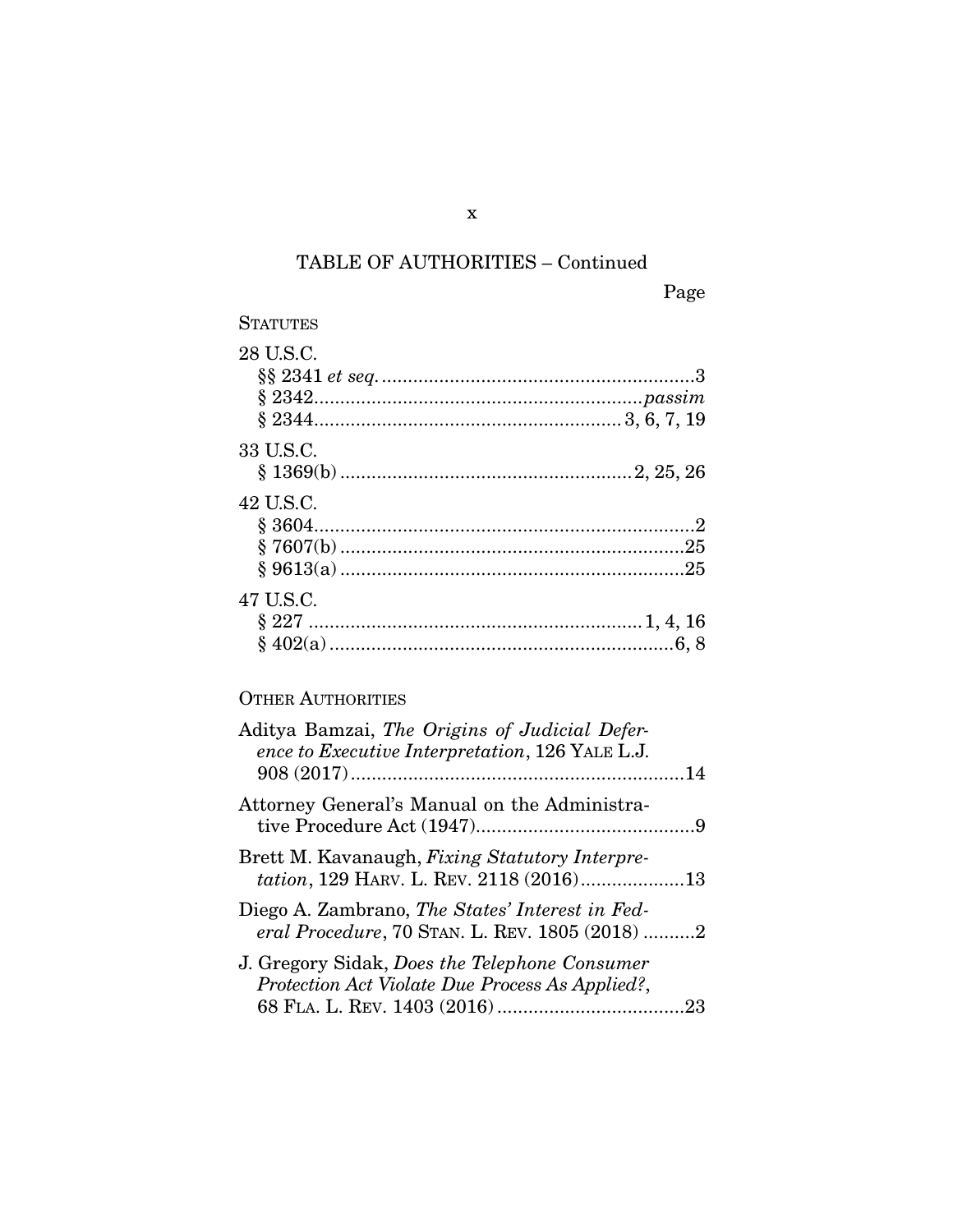TABLE OF AUTHORITIES – Continued

Page

STATUTES

28 U.S.C.
§§ 2341 *et seq.* ............................................................3
§ 2342.............................................................*passim*
§ 2344..........................................................3, 6, 7, 19

33 U.S.C.
§ 1369(b) .......................................................2, 25, 26

42 U.S.C.
§ 3604.........................................................................2
§ 7607(b) ..................................................................25
§ 9613(a) ..................................................................25

47 U.S.C.
§ 227 ...............................................................1, 4, 16
§ 402(a) .................................................................6, 8

OTHER AUTHORITIES

Aditya Bamzai, *The Origins of Judicial Deference to Executive Interpretation*, 126 YALE L.J. 908 (2017)................................................................14

Attorney General's Manual on the Administrative Procedure Act (1947)..........................................9

Brett M. Kavanaugh, *Fixing Statutory Interpretation*, 129 HARV. L. REV. 2118 (2016)....................13

Diego A. Zambrano, *The States' Interest in Federal Procedure*, 70 STAN. L. REV. 1805 (2018) ..........2

J. Gregory Sidak, *Does the Telephone Consumer Protection Act Violate Due Process As Applied?*, 68 FLA. L. REV. 1403 (2016) ....................................23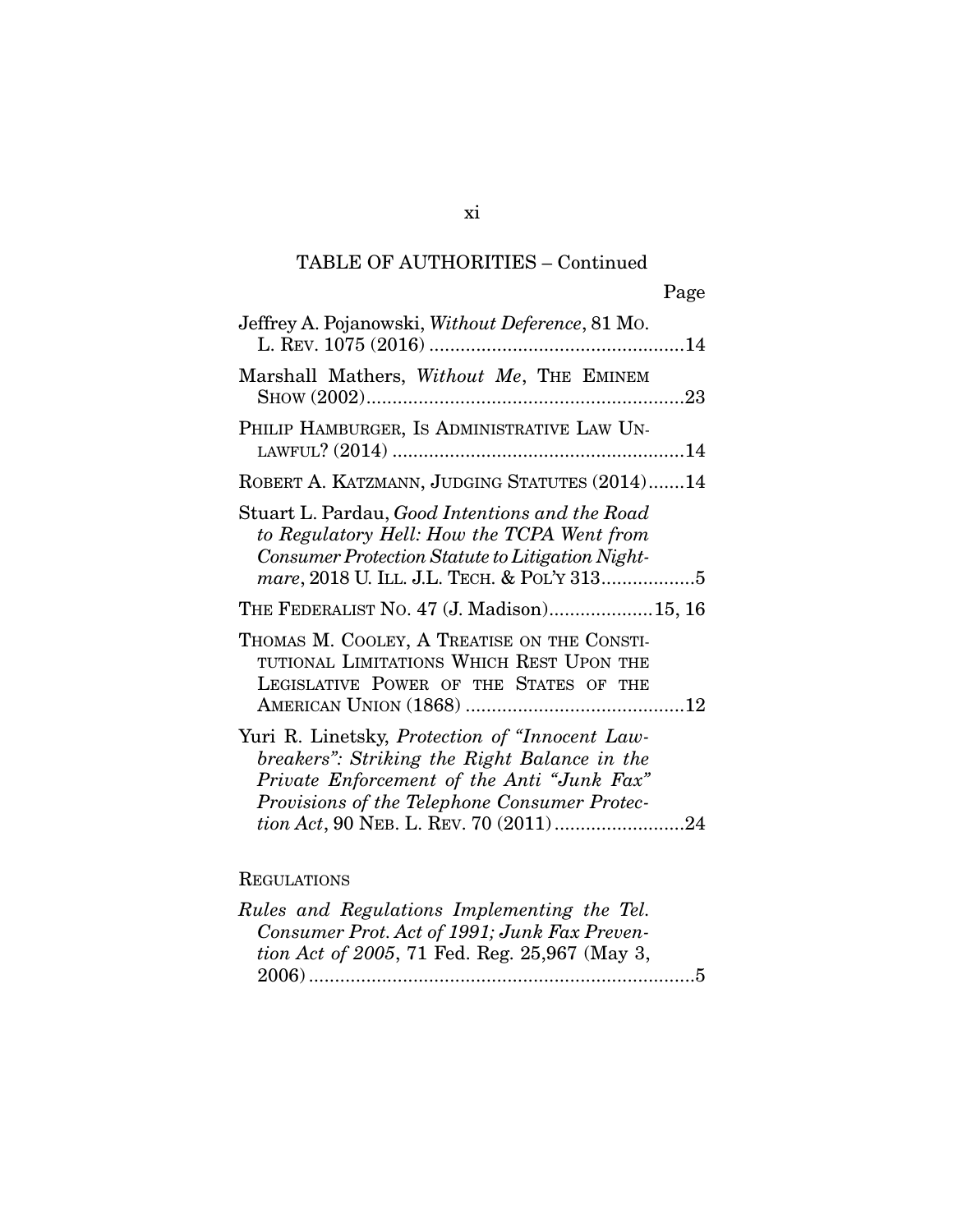TABLE OF AUTHORITIES – Continued

Page

Jeffrey A. Pojanowski, *Without Deference*, 81 MO. L. REV. 1075 (2016) .................................................14

Marshall Mathers, *Without Me*, THE EMINEM SHOW (2002)..............................................................23

PHILIP HAMBURGER, IS ADMINISTRATIVE LAW UNLAWFUL? (2014) ........................................................14

ROBERT A. KATZMANN, JUDGING STATUTES (2014).......14

Stuart L. Pardau, *Good Intentions and the Road to Regulatory Hell: How the TCPA Went from Consumer Protection Statute to Litigation Nightmare*, 2018 U. ILL. J.L. TECH. & POL'Y 313..................5

THE FEDERALIST NO. 47 (J. Madison)....................15, 16

THOMAS M. COOLEY, A TREATISE ON THE CONSTITUTIONAL LIMITATIONS WHICH REST UPON THE LEGISLATIVE POWER OF THE STATES OF THE AMERICAN UNION (1868) ..........................................12

Yuri R. Linetsky, *Protection of "Innocent Lawbreakers": Striking the Right Balance in the Private Enforcement of the Anti "Junk Fax" Provisions of the Telephone Consumer Protection Act*, 90 NEB. L. REV. 70 (2011).........................24

REGULATIONS

*Rules and Regulations Implementing the Tel. Consumer Prot. Act of 1991; Junk Fax Prevention Act of 2005*, 71 Fed. Reg. 25,967 (May 3, 2006)..........................................................................5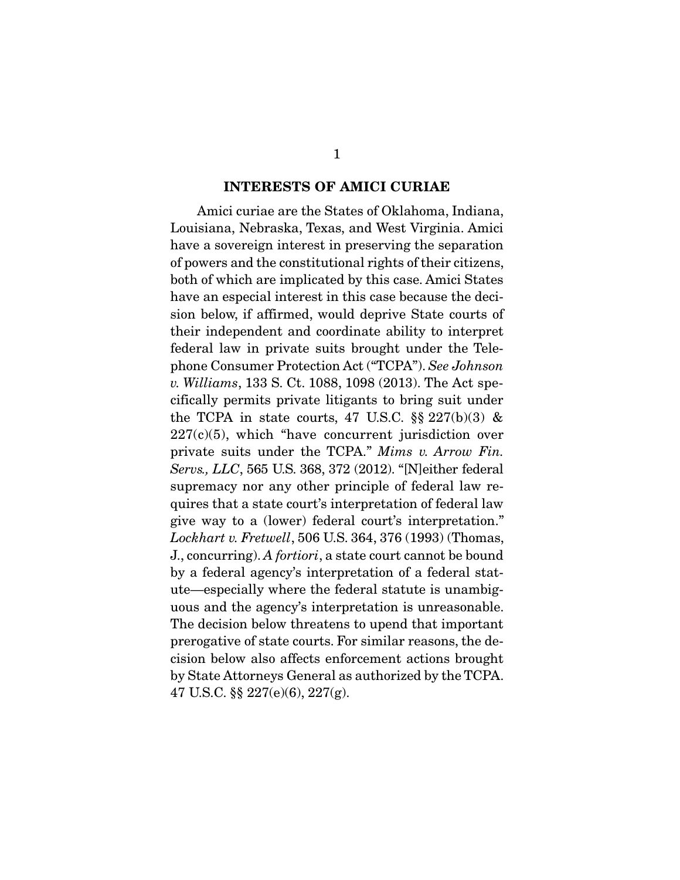## INTERESTS OF AMICI CURIAE

Amici curiae are the States of Oklahoma, Indiana, Louisiana, Nebraska, Texas, and West Virginia. Amici have a sovereign interest in preserving the separation of powers and the constitutional rights of their citizens, both of which are implicated by this case. Amici States have an especial interest in this case because the decision below, if affirmed, would deprive State courts of their independent and coordinate ability to interpret federal law in private suits brought under the Telephone Consumer Protection Act ("TCPA"). *See Johnson v. Williams*, 133 S. Ct. 1088, 1098 (2013). The Act specifically permits private litigants to bring suit under the TCPA in state courts, 47 U.S.C. §§ 227(b)(3) & 227(c)(5), which "have concurrent jurisdiction over private suits under the TCPA." *Mims v. Arrow Fin. Servs., LLC*, 565 U.S. 368, 372 (2012). "[N]either federal supremacy nor any other principle of federal law requires that a state court's interpretation of federal law give way to a (lower) federal court's interpretation." *Lockhart v. Fretwell*, 506 U.S. 364, 376 (1993) (Thomas, J., concurring). *A fortiori*, a state court cannot be bound by a federal agency's interpretation of a federal statute—especially where the federal statute is unambiguous and the agency's interpretation is unreasonable. The decision below threatens to upend that important prerogative of state courts. For similar reasons, the decision below also affects enforcement actions brought by State Attorneys General as authorized by the TCPA. 47 U.S.C. §§ 227(e)(6), 227(g).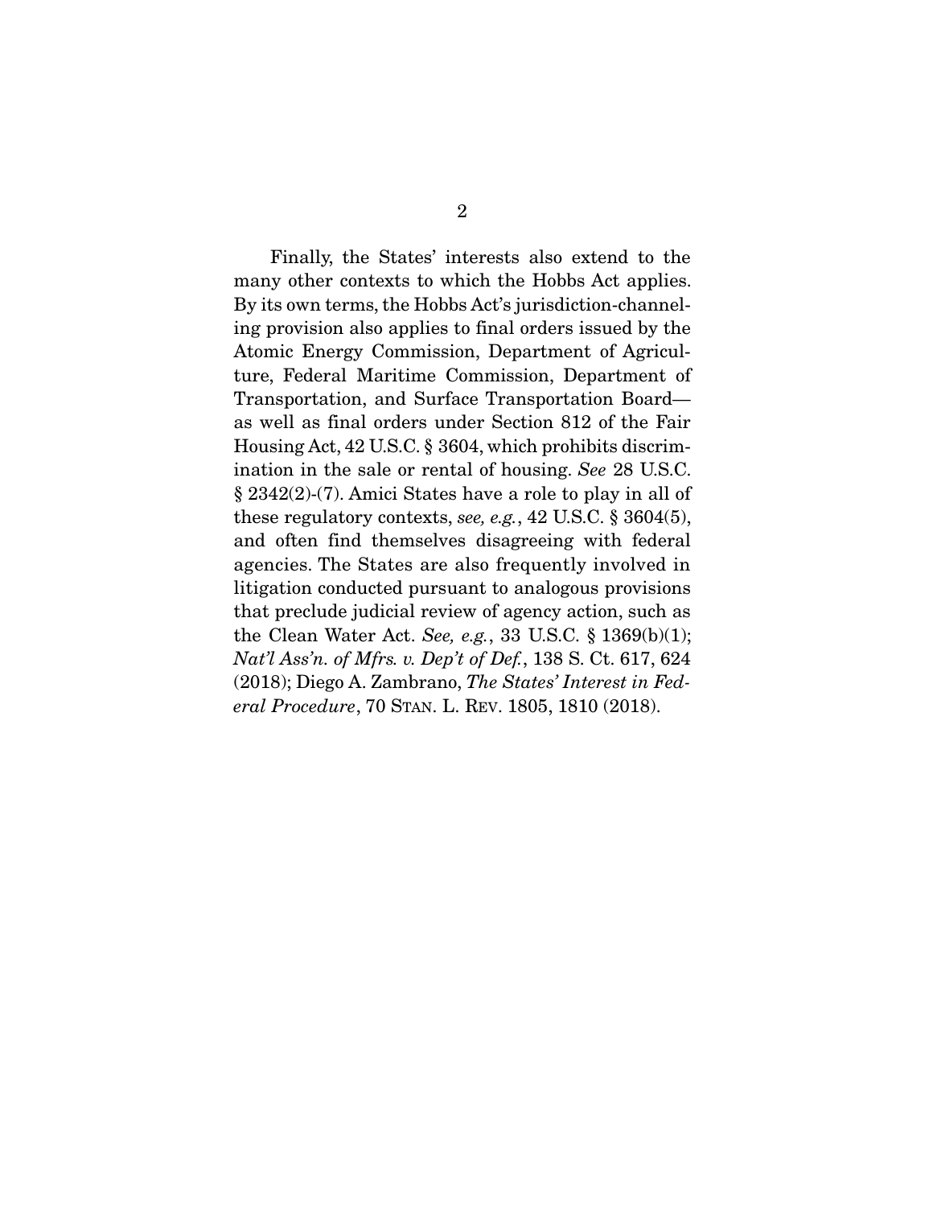Finally, the States' interests also extend to the many other contexts to which the Hobbs Act applies. By its own terms, the Hobbs Act's jurisdiction-channeling provision also applies to final orders issued by the Atomic Energy Commission, Department of Agriculture, Federal Maritime Commission, Department of Transportation, and Surface Transportation Board—as well as final orders under Section 812 of the Fair Housing Act, 42 U.S.C. § 3604, which prohibits discrimination in the sale or rental of housing. *See* 28 U.S.C. § 2342(2)-(7). Amici States have a role to play in all of these regulatory contexts, *see, e.g.*, 42 U.S.C. § 3604(5), and often find themselves disagreeing with federal agencies. The States are also frequently involved in litigation conducted pursuant to analogous provisions that preclude judicial review of agency action, such as the Clean Water Act. *See, e.g.*, 33 U.S.C. § 1369(b)(1); *Nat'l Ass'n. of Mfrs. v. Dep't of Def.*, 138 S. Ct. 617, 624 (2018); Diego A. Zambrano, *The States' Interest in Federal Procedure*, 70 STAN. L. REV. 1805, 1810 (2018).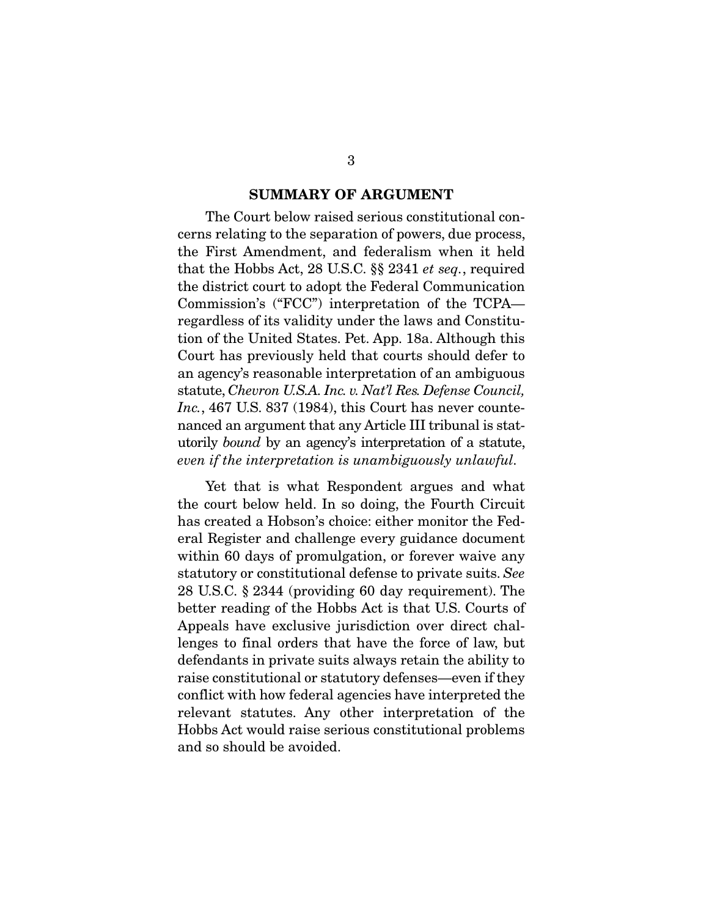## SUMMARY OF ARGUMENT

The Court below raised serious constitutional concerns relating to the separation of powers, due process, the First Amendment, and federalism when it held that the Hobbs Act, 28 U.S.C. §§ 2341 *et seq.*, required the district court to adopt the Federal Communication Commission's ("FCC") interpretation of the TCPA—regardless of its validity under the laws and Constitution of the United States. Pet. App. 18a. Although this Court has previously held that courts should defer to an agency's reasonable interpretation of an ambiguous statute, *Chevron U.S.A. Inc. v. Nat'l Res. Defense Council, Inc.*, 467 U.S. 837 (1984), this Court has never countenanced an argument that any Article III tribunal is statutorily *bound* by an agency's interpretation of a statute, *even if the interpretation is unambiguously unlawful*.

Yet that is what Respondent argues and what the court below held. In so doing, the Fourth Circuit has created a Hobson's choice: either monitor the Federal Register and challenge every guidance document within 60 days of promulgation, or forever waive any statutory or constitutional defense to private suits. *See* 28 U.S.C. § 2344 (providing 60 day requirement). The better reading of the Hobbs Act is that U.S. Courts of Appeals have exclusive jurisdiction over direct challenges to final orders that have the force of law, but defendants in private suits always retain the ability to raise constitutional or statutory defenses—even if they conflict with how federal agencies have interpreted the relevant statutes. Any other interpretation of the Hobbs Act would raise serious constitutional problems and so should be avoided.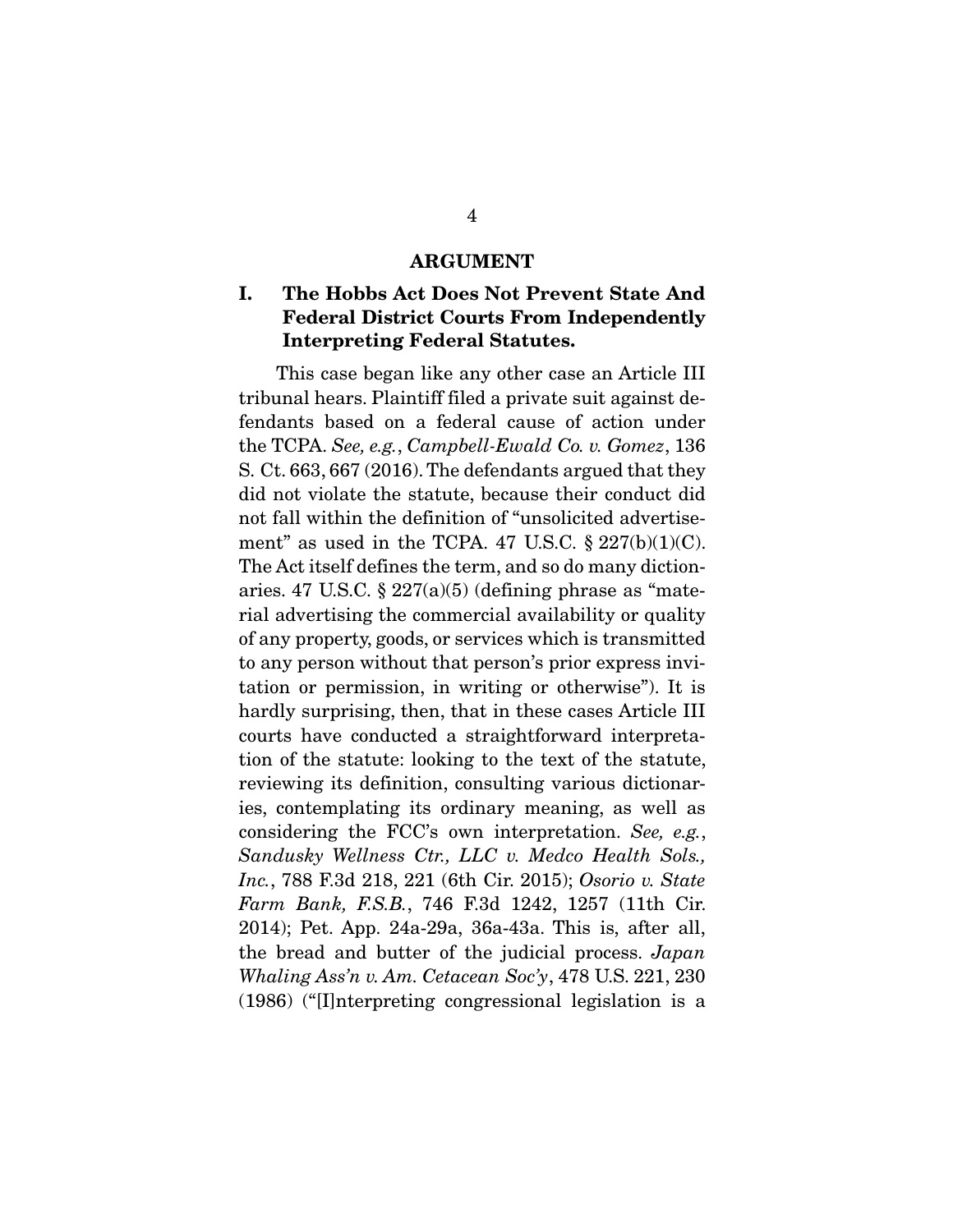## ARGUMENT

### I. The Hobbs Act Does Not Prevent State And Federal District Courts From Independently Interpreting Federal Statutes.

This case began like any other case an Article III tribunal hears. Plaintiff filed a private suit against defendants based on a federal cause of action under the TCPA. *See, e.g.*, *Campbell-Ewald Co. v. Gomez*, 136 S. Ct. 663, 667 (2016). The defendants argued that they did not violate the statute, because their conduct did not fall within the definition of "unsolicited advertisement" as used in the TCPA. 47 U.S.C. § 227(b)(1)(C). The Act itself defines the term, and so do many dictionaries. 47 U.S.C. § 227(a)(5) (defining phrase as "material advertising the commercial availability or quality of any property, goods, or services which is transmitted to any person without that person's prior express invitation or permission, in writing or otherwise"). It is hardly surprising, then, that in these cases Article III courts have conducted a straightforward interpretation of the statute: looking to the text of the statute, reviewing its definition, consulting various dictionaries, contemplating its ordinary meaning, as well as considering the FCC's own interpretation. *See, e.g.*, *Sandusky Wellness Ctr., LLC v. Medco Health Sols., Inc.*, 788 F.3d 218, 221 (6th Cir. 2015); *Osorio v. State Farm Bank, F.S.B.*, 746 F.3d 1242, 1257 (11th Cir. 2014); Pet. App. 24a-29a, 36a-43a. This is, after all, the bread and butter of the judicial process. *Japan Whaling Ass'n v. Am. Cetacean Soc'y*, 478 U.S. 221, 230 (1986) ("[I]nterpreting congressional legislation is a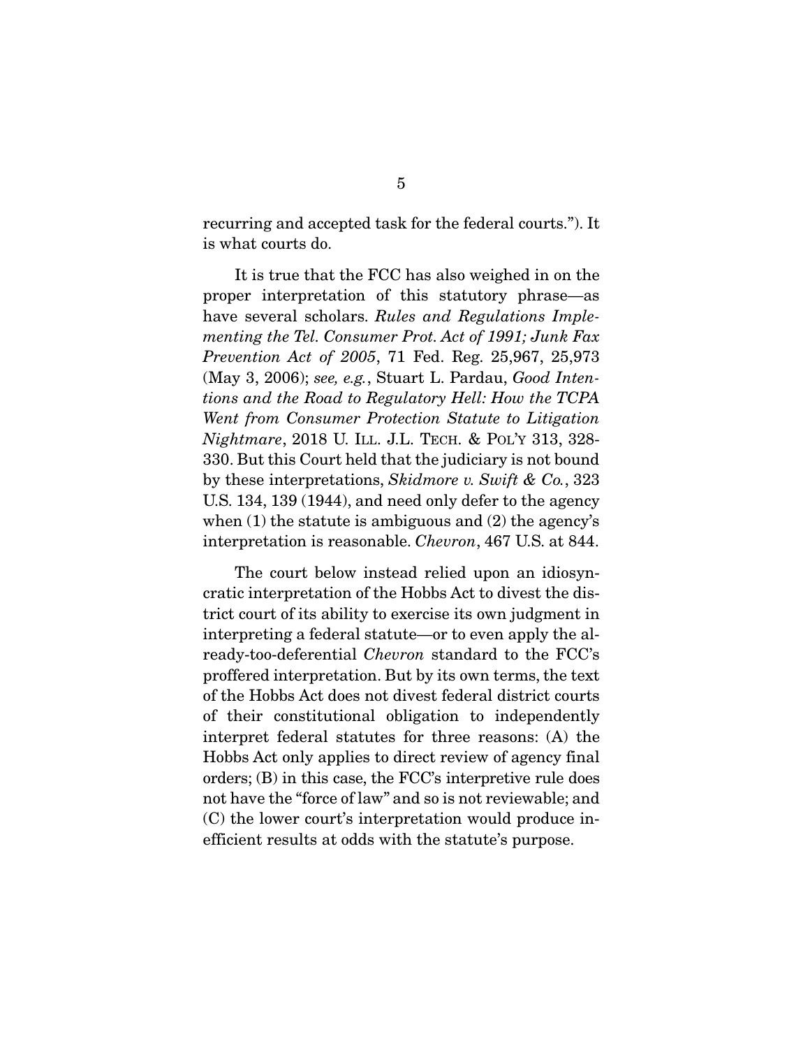recurring and accepted task for the federal courts."). It is what courts do.

It is true that the FCC has also weighed in on the proper interpretation of this statutory phrase—as have several scholars. *Rules and Regulations Implementing the Tel. Consumer Prot. Act of 1991; Junk Fax Prevention Act of 2005*, 71 Fed. Reg. 25,967, 25,973 (May 3, 2006); *see, e.g.*, Stuart L. Pardau, *Good Intentions and the Road to Regulatory Hell: How the TCPA Went from Consumer Protection Statute to Litigation Nightmare*, 2018 U. ILL. J.L. TECH. & POL'Y 313, 328-330. But this Court held that the judiciary is not bound by these interpretations, *Skidmore v. Swift & Co.*, 323 U.S. 134, 139 (1944), and need only defer to the agency when (1) the statute is ambiguous and (2) the agency's interpretation is reasonable. *Chevron*, 467 U.S. at 844.

The court below instead relied upon an idiosyncratic interpretation of the Hobbs Act to divest the district court of its ability to exercise its own judgment in interpreting a federal statute—or to even apply the already-too-deferential *Chevron* standard to the FCC's proffered interpretation. But by its own terms, the text of the Hobbs Act does not divest federal district courts of their constitutional obligation to independently interpret federal statutes for three reasons: (A) the Hobbs Act only applies to direct review of agency final orders; (B) in this case, the FCC's interpretive rule does not have the "force of law" and so is not reviewable; and (C) the lower court's interpretation would produce inefficient results at odds with the statute's purpose.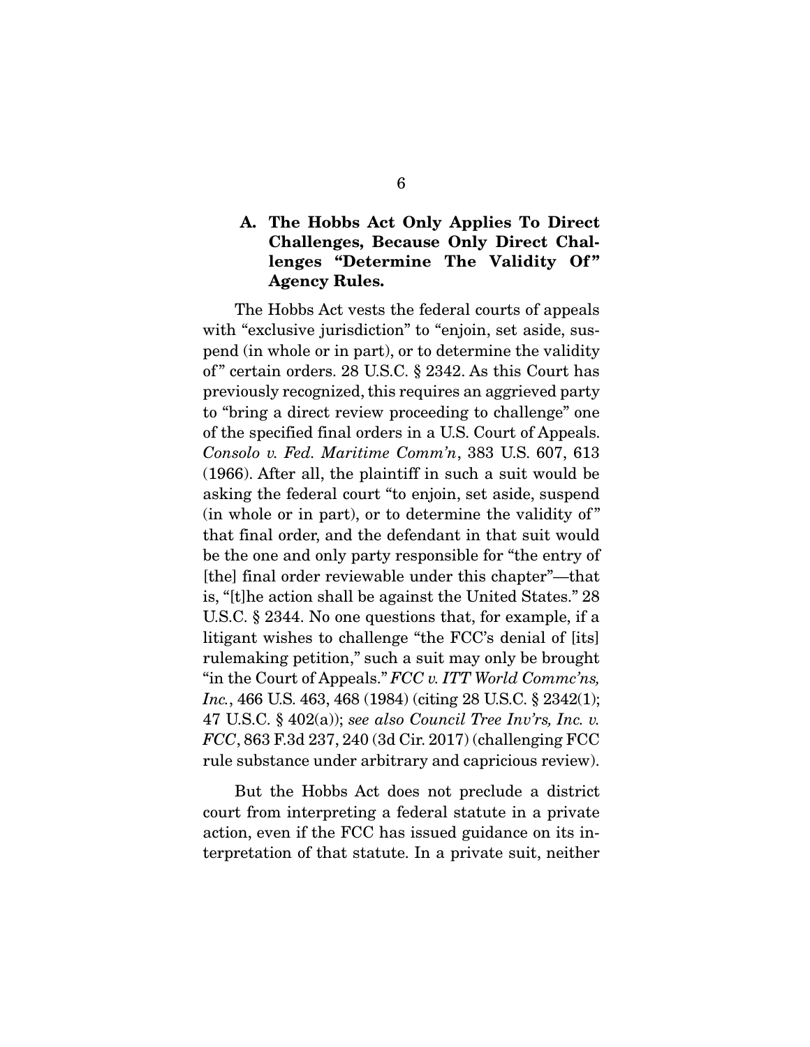### A. The Hobbs Act Only Applies To Direct Challenges, Because Only Direct Challenges "Determine The Validity Of" Agency Rules.

The Hobbs Act vests the federal courts of appeals with "exclusive jurisdiction" to "enjoin, set aside, suspend (in whole or in part), or to determine the validity of" certain orders. 28 U.S.C. § 2342. As this Court has previously recognized, this requires an aggrieved party to "bring a direct review proceeding to challenge" one of the specified final orders in a U.S. Court of Appeals. *Consolo v. Fed. Maritime Comm'n*, 383 U.S. 607, 613 (1966). After all, the plaintiff in such a suit would be asking the federal court "to enjoin, set aside, suspend (in whole or in part), or to determine the validity of" that final order, and the defendant in that suit would be the one and only party responsible for "the entry of [the] final order reviewable under this chapter"—that is, "[t]he action shall be against the United States." 28 U.S.C. § 2344. No one questions that, for example, if a litigant wishes to challenge "the FCC's denial of [its] rulemaking petition," such a suit may only be brought "in the Court of Appeals." *FCC v. ITT World Commc'ns, Inc.*, 466 U.S. 463, 468 (1984) (citing 28 U.S.C. § 2342(1); 47 U.S.C. § 402(a)); *see also Council Tree Inv'rs, Inc. v. FCC*, 863 F.3d 237, 240 (3d Cir. 2017) (challenging FCC rule substance under arbitrary and capricious review).

But the Hobbs Act does not preclude a district court from interpreting a federal statute in a private action, even if the FCC has issued guidance on its interpretation of that statute. In a private suit, neither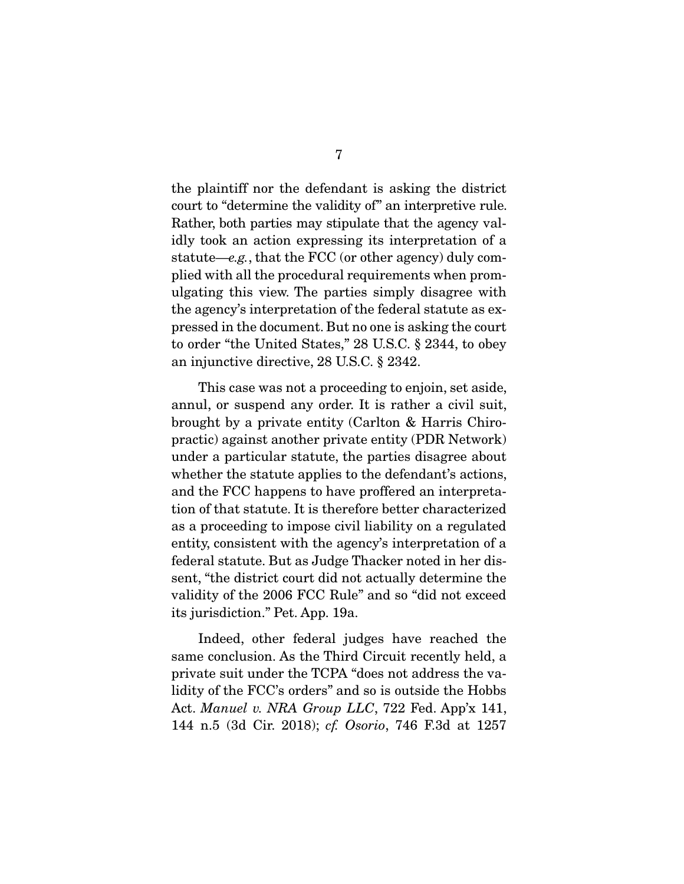the plaintiff nor the defendant is asking the district court to "determine the validity of" an interpretive rule. Rather, both parties may stipulate that the agency validly took an action expressing its interpretation of a statute—*e.g.*, that the FCC (or other agency) duly complied with all the procedural requirements when promulgating this view. The parties simply disagree with the agency's interpretation of the federal statute as expressed in the document. But no one is asking the court to order "the United States," 28 U.S.C. § 2344, to obey an injunctive directive, 28 U.S.C. § 2342.

This case was not a proceeding to enjoin, set aside, annul, or suspend any order. It is rather a civil suit, brought by a private entity (Carlton & Harris Chiropractic) against another private entity (PDR Network) under a particular statute, the parties disagree about whether the statute applies to the defendant's actions, and the FCC happens to have proffered an interpretation of that statute. It is therefore better characterized as a proceeding to impose civil liability on a regulated entity, consistent with the agency's interpretation of a federal statute. But as Judge Thacker noted in her dissent, "the district court did not actually determine the validity of the 2006 FCC Rule" and so "did not exceed its jurisdiction." Pet. App. 19a.

Indeed, other federal judges have reached the same conclusion. As the Third Circuit recently held, a private suit under the TCPA "does not address the validity of the FCC's orders" and so is outside the Hobbs Act. *Manuel v. NRA Group LLC*, 722 Fed. App'x 141, 144 n.5 (3d Cir. 2018); *cf. Osorio*, 746 F.3d at 1257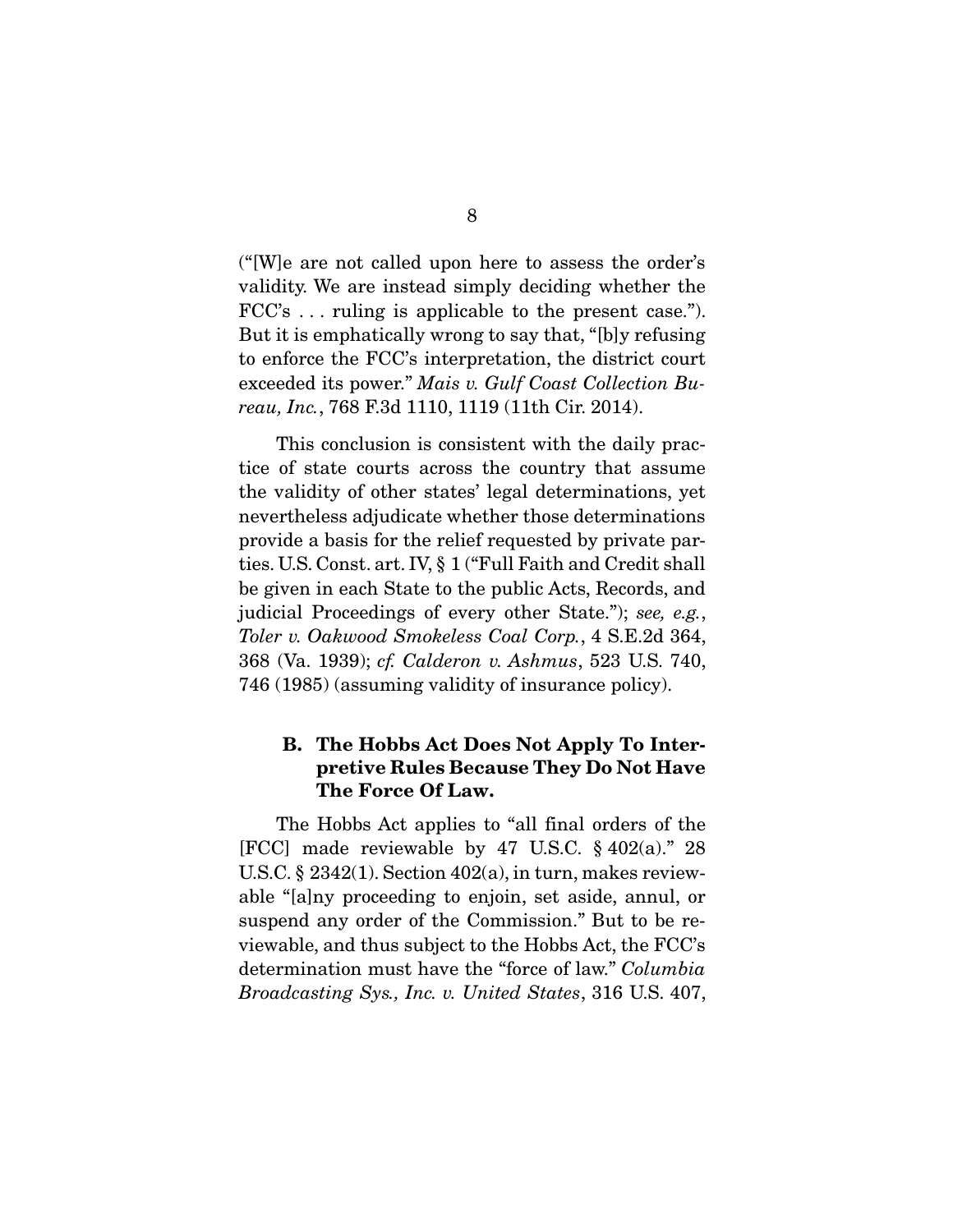("[W]e are not called upon here to assess the order's validity. We are instead simply deciding whether the FCC's . . . ruling is applicable to the present case."). But it is emphatically wrong to say that, "[b]y refusing to enforce the FCC's interpretation, the district court exceeded its power." *Mais v. Gulf Coast Collection Bureau, Inc.*, 768 F.3d 1110, 1119 (11th Cir. 2014).

This conclusion is consistent with the daily practice of state courts across the country that assume the validity of other states' legal determinations, yet nevertheless adjudicate whether those determinations provide a basis for the relief requested by private parties. U.S. Const. art. IV, § 1 ("Full Faith and Credit shall be given in each State to the public Acts, Records, and judicial Proceedings of every other State."); *see, e.g.*, *Toler v. Oakwood Smokeless Coal Corp.*, 4 S.E.2d 364, 368 (Va. 1939); *cf. Calderon v. Ashmus*, 523 U.S. 740, 746 (1985) (assuming validity of insurance policy).

### B. The Hobbs Act Does Not Apply To Interpretive Rules Because They Do Not Have The Force Of Law.

The Hobbs Act applies to "all final orders of the [FCC] made reviewable by 47 U.S.C. § 402(a)." 28 U.S.C. § 2342(1). Section 402(a), in turn, makes reviewable "[a]ny proceeding to enjoin, set aside, annul, or suspend any order of the Commission." But to be reviewable, and thus subject to the Hobbs Act, the FCC's determination must have the "force of law." *Columbia Broadcasting Sys., Inc. v. United States*, 316 U.S. 407,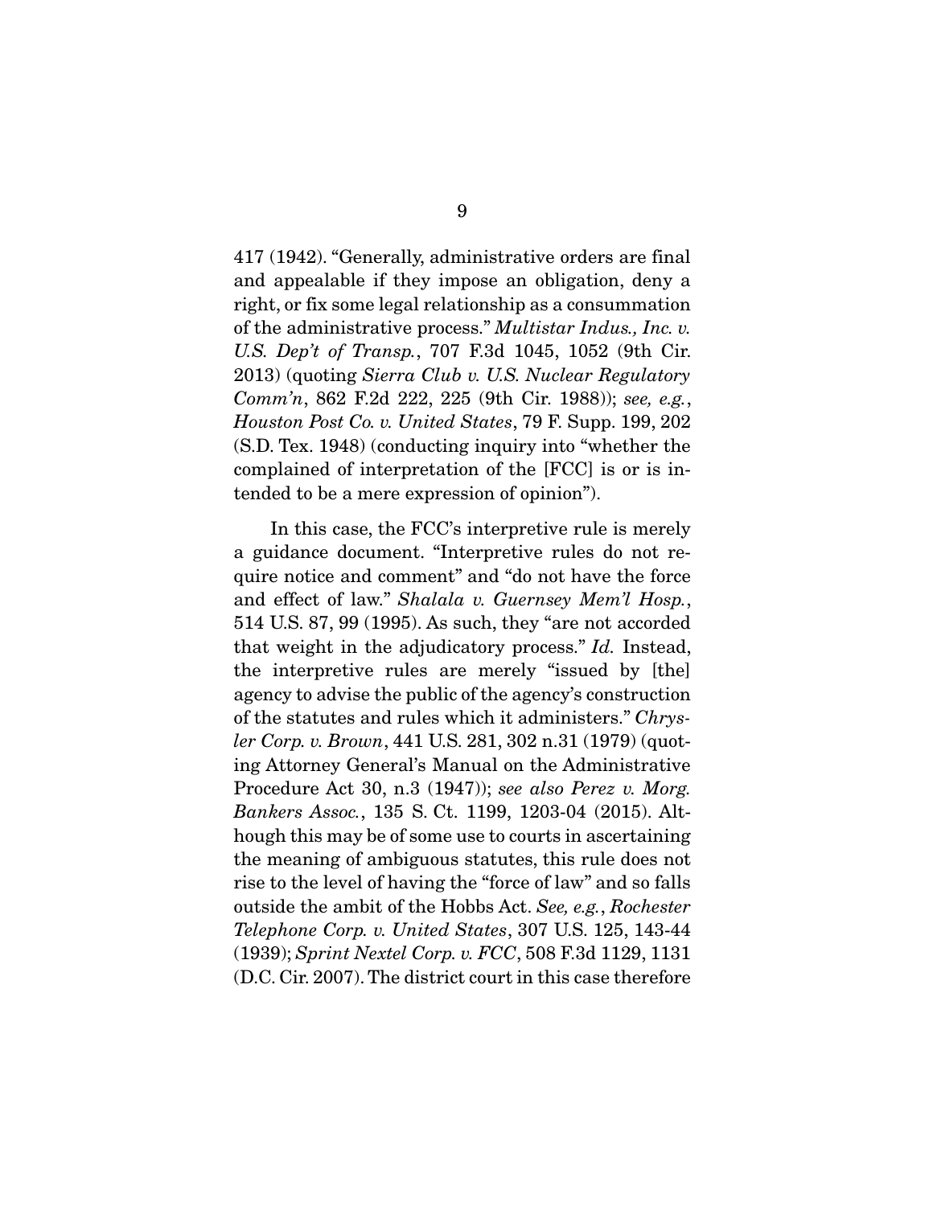417 (1942). "Generally, administrative orders are final and appealable if they impose an obligation, deny a right, or fix some legal relationship as a consummation of the administrative process." *Multistar Indus., Inc. v. U.S. Dep't of Transp.*, 707 F.3d 1045, 1052 (9th Cir. 2013) (quoting *Sierra Club v. U.S. Nuclear Regulatory Comm'n*, 862 F.2d 222, 225 (9th Cir. 1988)); *see, e.g.*, *Houston Post Co. v. United States*, 79 F. Supp. 199, 202 (S.D. Tex. 1948) (conducting inquiry into "whether the complained of interpretation of the [FCC] is or is intended to be a mere expression of opinion").

In this case, the FCC's interpretive rule is merely a guidance document. "Interpretive rules do not require notice and comment" and "do not have the force and effect of law." *Shalala v. Guernsey Mem'l Hosp.*, 514 U.S. 87, 99 (1995). As such, they "are not accorded that weight in the adjudicatory process." *Id.* Instead, the interpretive rules are merely "issued by [the] agency to advise the public of the agency's construction of the statutes and rules which it administers." *Chrysler Corp. v. Brown*, 441 U.S. 281, 302 n.31 (1979) (quoting Attorney General's Manual on the Administrative Procedure Act 30, n.3 (1947)); *see also Perez v. Morg. Bankers Assoc.*, 135 S. Ct. 1199, 1203-04 (2015). Although this may be of some use to courts in ascertaining the meaning of ambiguous statutes, this rule does not rise to the level of having the "force of law" and so falls outside the ambit of the Hobbs Act. *See, e.g.*, *Rochester Telephone Corp. v. United States*, 307 U.S. 125, 143-44 (1939); *Sprint Nextel Corp. v. FCC*, 508 F.3d 1129, 1131 (D.C. Cir. 2007). The district court in this case therefore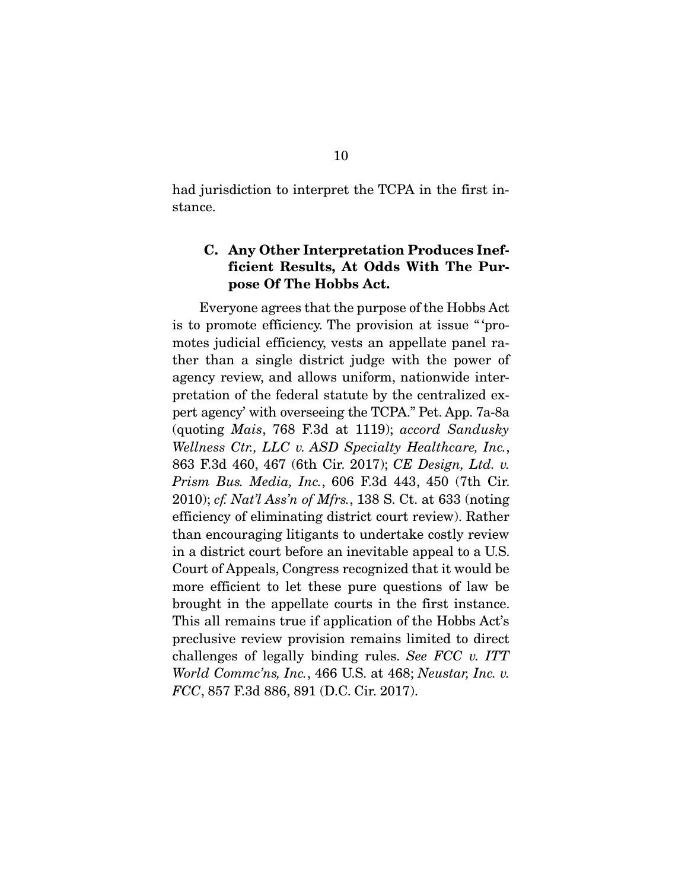had jurisdiction to interpret the TCPA in the first instance.

### C. Any Other Interpretation Produces Inefficient Results, At Odds With The Purpose Of The Hobbs Act.

Everyone agrees that the purpose of the Hobbs Act is to promote efficiency. The provision at issue "'promotes judicial efficiency, vests an appellate panel rather than a single district judge with the power of agency review, and allows uniform, nationwide interpretation of the federal statute by the centralized expert agency' with overseeing the TCPA." Pet. App. 7a-8a (quoting *Mais*, 768 F.3d at 1119); *accord Sandusky Wellness Ctr., LLC v. ASD Specialty Healthcare, Inc.*, 863 F.3d 460, 467 (6th Cir. 2017); *CE Design, Ltd. v. Prism Bus. Media, Inc.*, 606 F.3d 443, 450 (7th Cir. 2010); *cf. Nat'l Ass'n of Mfrs.*, 138 S. Ct. at 633 (noting efficiency of eliminating district court review). Rather than encouraging litigants to undertake costly review in a district court before an inevitable appeal to a U.S. Court of Appeals, Congress recognized that it would be more efficient to let these pure questions of law be brought in the appellate courts in the first instance. This all remains true if application of the Hobbs Act's preclusive review provision remains limited to direct challenges of legally binding rules. *See FCC v. ITT World Commc'ns, Inc.*, 466 U.S. at 468; *Neustar, Inc. v. FCC*, 857 F.3d 886, 891 (D.C. Cir. 2017).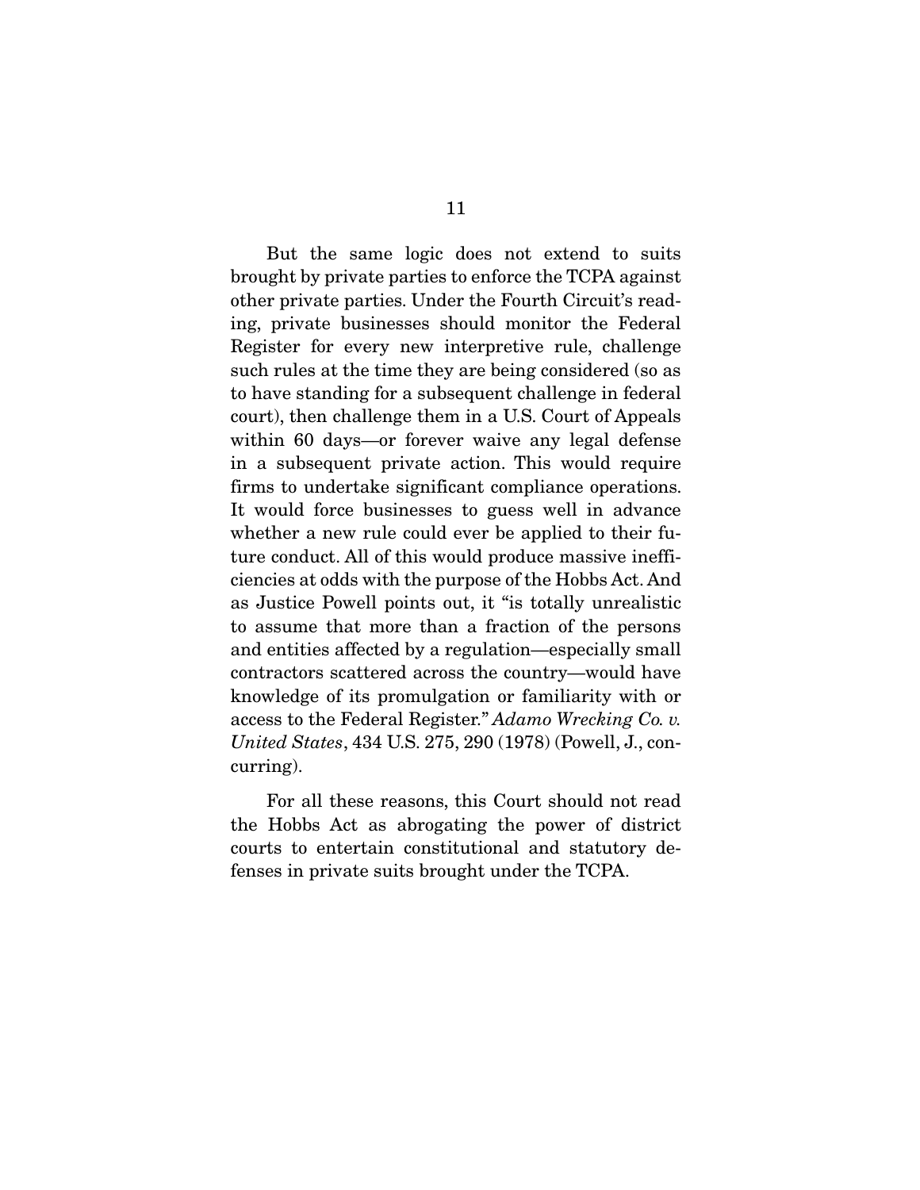But the same logic does not extend to suits brought by private parties to enforce the TCPA against other private parties. Under the Fourth Circuit's reading, private businesses should monitor the Federal Register for every new interpretive rule, challenge such rules at the time they are being considered (so as to have standing for a subsequent challenge in federal court), then challenge them in a U.S. Court of Appeals within 60 days—or forever waive any legal defense in a subsequent private action. This would require firms to undertake significant compliance operations. It would force businesses to guess well in advance whether a new rule could ever be applied to their future conduct. All of this would produce massive inefficiencies at odds with the purpose of the Hobbs Act. And as Justice Powell points out, it "is totally unrealistic to assume that more than a fraction of the persons and entities affected by a regulation—especially small contractors scattered across the country—would have knowledge of its promulgation or familiarity with or access to the Federal Register." *Adamo Wrecking Co. v. United States*, 434 U.S. 275, 290 (1978) (Powell, J., concurring).

For all these reasons, this Court should not read the Hobbs Act as abrogating the power of district courts to entertain constitutional and statutory defenses in private suits brought under the TCPA.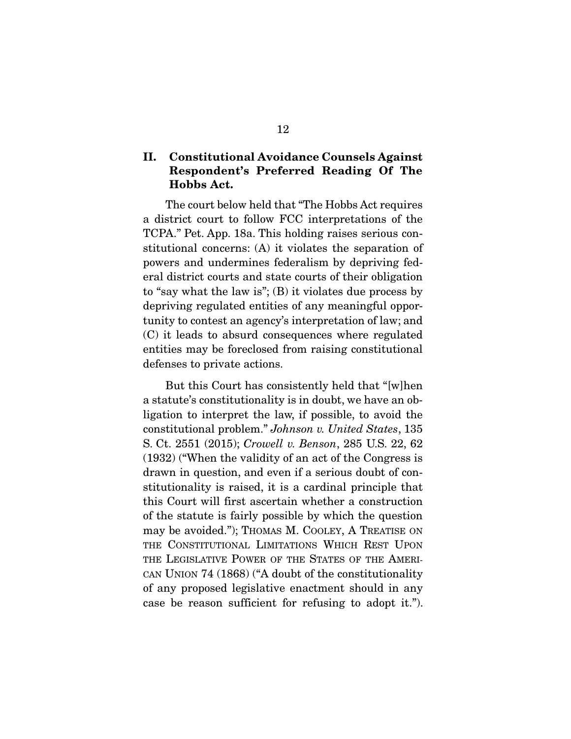## II. Constitutional Avoidance Counsels Against Respondent's Preferred Reading Of The Hobbs Act.

The court below held that "The Hobbs Act requires a district court to follow FCC interpretations of the TCPA." Pet. App. 18a. This holding raises serious constitutional concerns: (A) it violates the separation of powers and undermines federalism by depriving federal district courts and state courts of their obligation to "say what the law is"; (B) it violates due process by depriving regulated entities of any meaningful opportunity to contest an agency's interpretation of law; and (C) it leads to absurd consequences where regulated entities may be foreclosed from raising constitutional defenses to private actions.

But this Court has consistently held that "[w]hen a statute's constitutionality is in doubt, we have an obligation to interpret the law, if possible, to avoid the constitutional problem." *Johnson v. United States*, 135 S. Ct. 2551 (2015); *Crowell v. Benson*, 285 U.S. 22, 62 (1932) ("When the validity of an act of the Congress is drawn in question, and even if a serious doubt of constitutionality is raised, it is a cardinal principle that this Court will first ascertain whether a construction of the statute is fairly possible by which the question may be avoided."); THOMAS M. COOLEY, A TREATISE ON THE CONSTITUTIONAL LIMITATIONS WHICH REST UPON THE LEGISLATIVE POWER OF THE STATES OF THE AMERICAN UNION 74 (1868) ("A doubt of the constitutionality of any proposed legislative enactment should in any case be reason sufficient for refusing to adopt it.").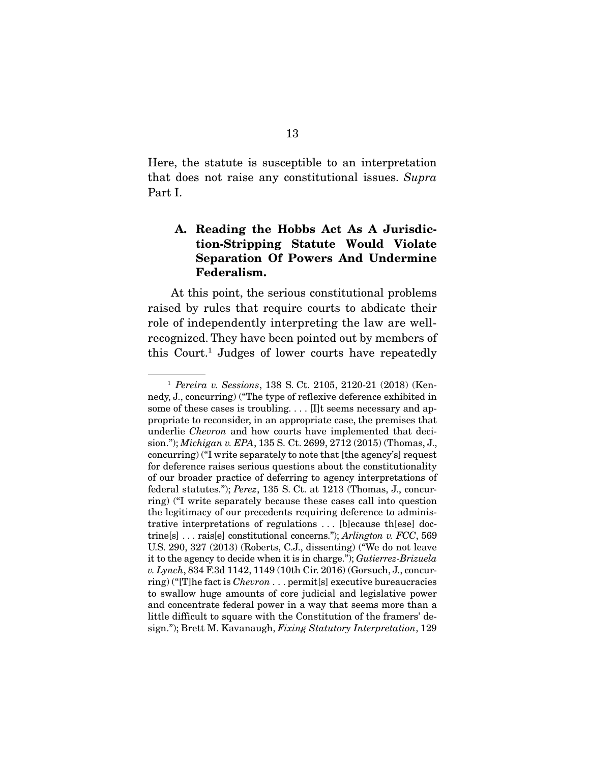Here, the statute is susceptible to an interpretation that does not raise any constitutional issues. *Supra* Part I.

### A. Reading the Hobbs Act As A Jurisdiction-Stripping Statute Would Violate Separation Of Powers And Undermine Federalism.

At this point, the serious constitutional problems raised by rules that require courts to abdicate their role of independently interpreting the law are well-recognized. They have been pointed out by members of this Court.[1] Judges of lower courts have repeatedly

---

[1] *Pereira v. Sessions*, 138 S. Ct. 2105, 2120-21 (2018) (Kennedy, J., concurring) ("The type of reflexive deference exhibited in some of these cases is troubling. . . . [I]t seems necessary and appropriate to reconsider, in an appropriate case, the premises that underlie *Chevron* and how courts have implemented that decision."); *Michigan v. EPA*, 135 S. Ct. 2699, 2712 (2015) (Thomas, J., concurring) ("I write separately to note that [the agency's] request for deference raises serious questions about the constitutionality of our broader practice of deferring to agency interpretations of federal statutes."); *Perez*, 135 S. Ct. at 1213 (Thomas, J., concurring) ("I write separately because these cases call into question the legitimacy of our precedents requiring deference to administrative interpretations of regulations . . . [b]ecause th[ese] doctrine[s] . . . rais[e] constitutional concerns."); *Arlington v. FCC*, 569 U.S. 290, 327 (2013) (Roberts, C.J., dissenting) ("We do not leave it to the agency to decide when it is in charge."); *Gutierrez-Brizuela v. Lynch*, 834 F.3d 1142, 1149 (10th Cir. 2016) (Gorsuch, J., concurring) ("[T]he fact is *Chevron* . . . permit[s] executive bureaucracies to swallow huge amounts of core judicial and legislative power and concentrate federal power in a way that seems more than a little difficult to square with the Constitution of the framers' design."); Brett M. Kavanaugh, *Fixing Statutory Interpretation*, 129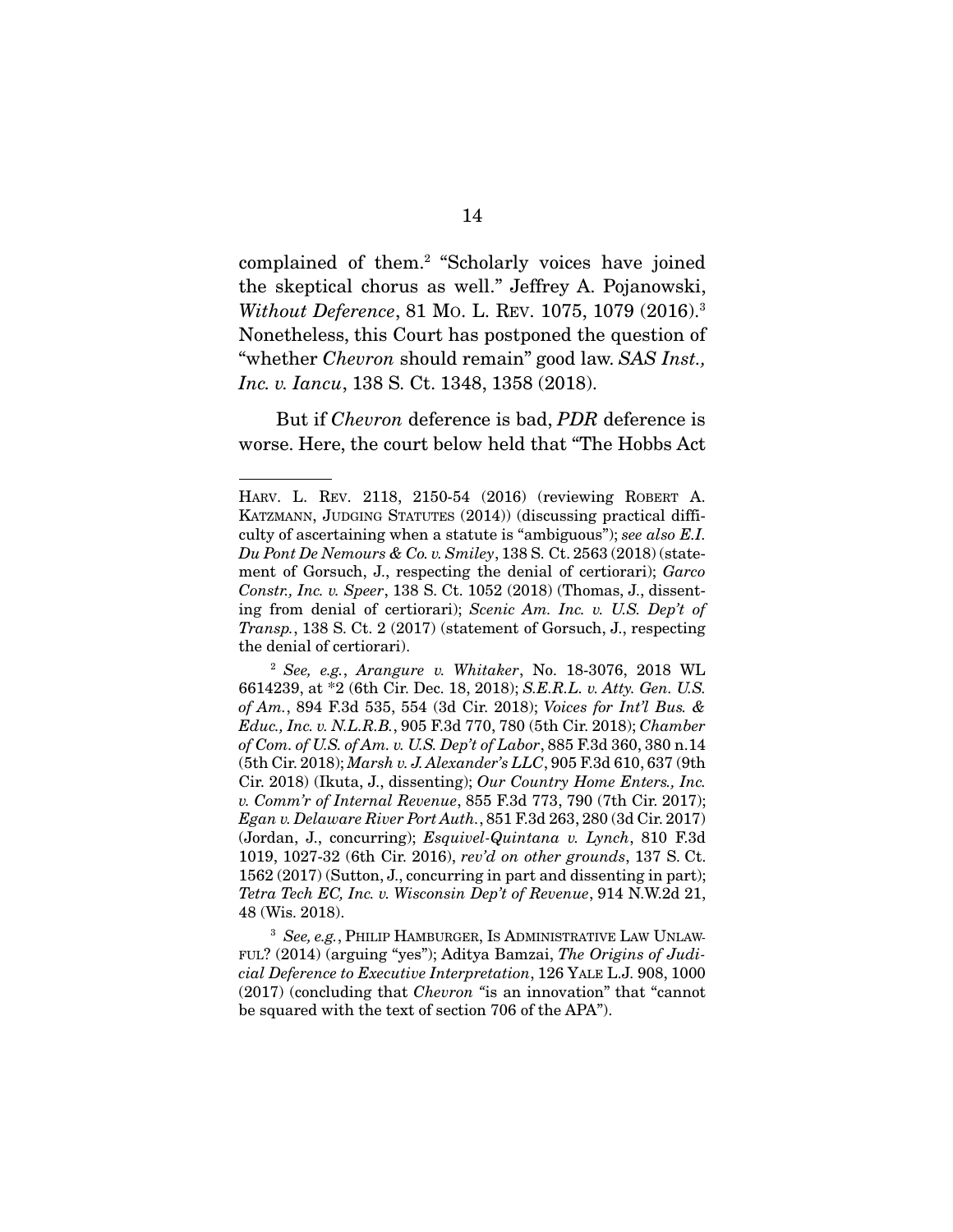complained of them.[2] "Scholarly voices have joined the skeptical chorus as well." Jeffrey A. Pojanowski, *Without Deference*, 81 MO. L. REV. 1075, 1079 (2016).[3] Nonetheless, this Court has postponed the question of "whether *Chevron* should remain" good law. *SAS Inst., Inc. v. Iancu*, 138 S. Ct. 1348, 1358 (2018).

But if *Chevron* deference is bad, *PDR* deference is worse. Here, the court below held that "The Hobbs Act

---

HARV. L. REV. 2118, 2150-54 (2016) (reviewing ROBERT A. KATZMANN, JUDGING STATUTES (2014)) (discussing practical difficulty of ascertaining when a statute is "ambiguous"); *see also E.I. Du Pont De Nemours & Co. v. Smiley*, 138 S. Ct. 2563 (2018) (statement of Gorsuch, J., respecting the denial of certiorari); *Garco Constr., Inc. v. Speer*, 138 S. Ct. 1052 (2018) (Thomas, J., dissenting from denial of certiorari); *Scenic Am. Inc. v. U.S. Dep't of Transp.*, 138 S. Ct. 2 (2017) (statement of Gorsuch, J., respecting the denial of certiorari).

[2] *See, e.g.*, *Arangure v. Whitaker*, No. 18-3076, 2018 WL 6614239, at *2 (6th Cir. Dec. 18, 2018); *S.E.R.L. v. Atty. Gen. U.S. of Am.*, 894 F.3d 535, 554 (3d Cir. 2018); *Voices for Int'l Bus. & Educ., Inc. v. N.L.R.B.*, 905 F.3d 770, 780 (5th Cir. 2018); *Chamber of Com. of U.S. of Am. v. U.S. Dep't of Labor*, 885 F.3d 360, 380 n.14 (5th Cir. 2018); *Marsh v. J. Alexander's LLC*, 905 F.3d 610, 637 (9th Cir. 2018) (Ikuta, J., dissenting); *Our Country Home Enters., Inc. v. Comm'r of Internal Revenue*, 855 F.3d 773, 790 (7th Cir. 2017); *Egan v. Delaware River Port Auth.*, 851 F.3d 263, 280 (3d Cir. 2017) (Jordan, J., concurring); *Esquivel-Quintana v. Lynch*, 810 F.3d 1019, 1027-32 (6th Cir. 2016), *rev'd on other grounds*, 137 S. Ct. 1562 (2017) (Sutton, J., concurring in part and dissenting in part); *Tetra Tech EC, Inc. v. Wisconsin Dep't of Revenue*, 914 N.W.2d 21, 48 (Wis. 2018).

[3] *See, e.g.*, PHILIP HAMBURGER, IS ADMINISTRATIVE LAW UNLAWFUL? (2014) (arguing "yes"); Aditya Bamzai, *The Origins of Judicial Deference to Executive Interpretation*, 126 YALE L.J. 908, 1000 (2017) (concluding that *Chevron* "is an innovation" that "cannot be squared with the text of section 706 of the APA").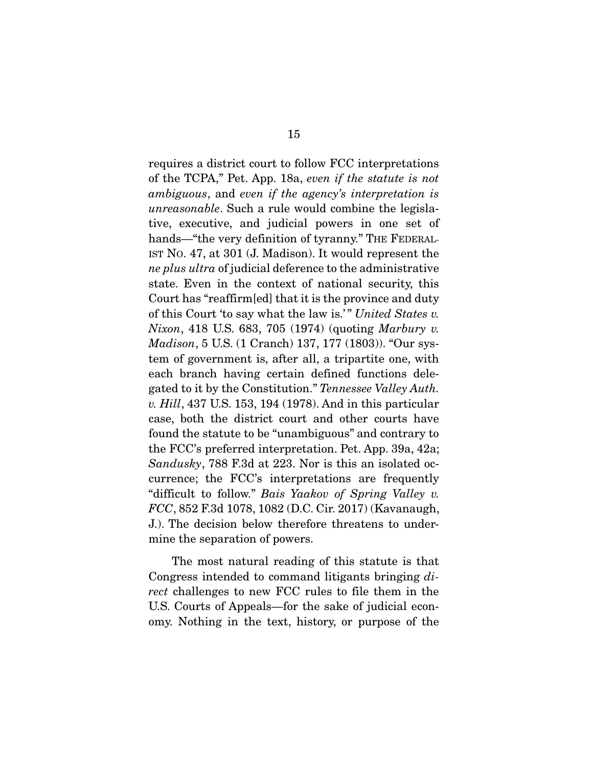requires a district court to follow FCC interpretations of the TCPA," Pet. App. 18a, *even if the statute is not ambiguous*, and *even if the agency's interpretation is unreasonable*. Such a rule would combine the legislative, executive, and judicial powers in one set of hands—"the very definition of tyranny." THE FEDERALIST NO. 47, at 301 (J. Madison). It would represent the *ne plus ultra* of judicial deference to the administrative state. Even in the context of national security, this Court has "reaffirm[ed] that it is the province and duty of this Court 'to say what the law is.'" *United States v. Nixon*, 418 U.S. 683, 705 (1974) (quoting *Marbury v. Madison*, 5 U.S. (1 Cranch) 137, 177 (1803)). "Our system of government is, after all, a tripartite one, with each branch having certain defined functions delegated to it by the Constitution." *Tennessee Valley Auth. v. Hill*, 437 U.S. 153, 194 (1978). And in this particular case, both the district court and other courts have found the statute to be "unambiguous" and contrary to the FCC's preferred interpretation. Pet. App. 39a, 42a; *Sandusky*, 788 F.3d at 223. Nor is this an isolated occurrence; the FCC's interpretations are frequently "difficult to follow." *Bais Yaakov of Spring Valley v. FCC*, 852 F.3d 1078, 1082 (D.C. Cir. 2017) (Kavanaugh, J.). The decision below therefore threatens to undermine the separation of powers.

The most natural reading of this statute is that Congress intended to command litigants bringing *direct* challenges to new FCC rules to file them in the U.S. Courts of Appeals—for the sake of judicial economy. Nothing in the text, history, or purpose of the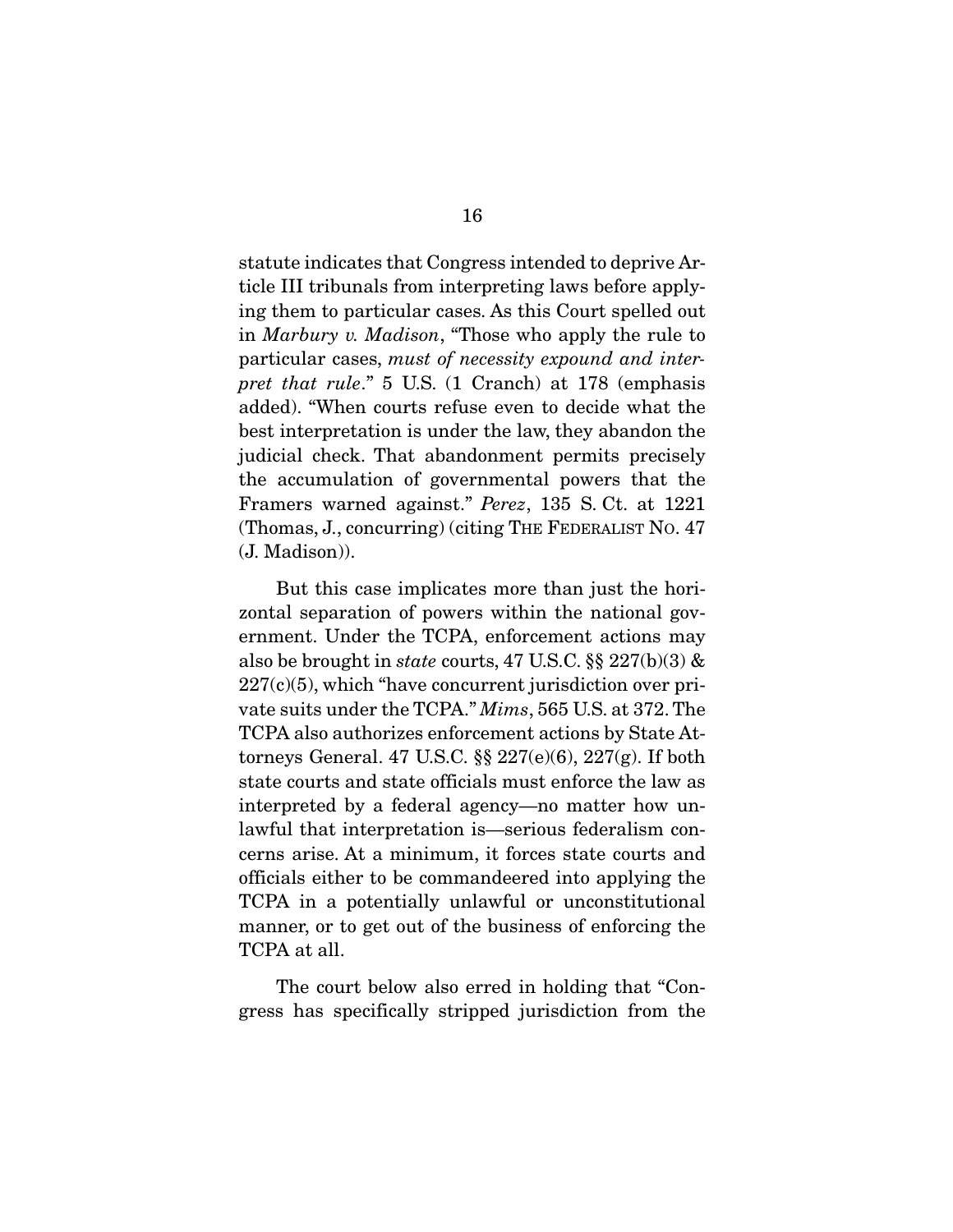statute indicates that Congress intended to deprive Article III tribunals from interpreting laws before applying them to particular cases. As this Court spelled out in *Marbury v. Madison*, "Those who apply the rule to particular cases, *must of necessity expound and interpret that rule*." 5 U.S. (1 Cranch) at 178 (emphasis added). "When courts refuse even to decide what the best interpretation is under the law, they abandon the judicial check. That abandonment permits precisely the accumulation of governmental powers that the Framers warned against." *Perez*, 135 S. Ct. at 1221 (Thomas, J., concurring) (citing THE FEDERALIST NO. 47 (J. Madison)).

But this case implicates more than just the horizontal separation of powers within the national government. Under the TCPA, enforcement actions may also be brought in *state* courts, 47 U.S.C. §§ 227(b)(3) & 227(c)(5), which "have concurrent jurisdiction over private suits under the TCPA." *Mims*, 565 U.S. at 372. The TCPA also authorizes enforcement actions by State Attorneys General. 47 U.S.C. §§ 227(e)(6), 227(g). If both state courts and state officials must enforce the law as interpreted by a federal agency—no matter how unlawful that interpretation is—serious federalism concerns arise. At a minimum, it forces state courts and officials either to be commandeered into applying the TCPA in a potentially unlawful or unconstitutional manner, or to get out of the business of enforcing the TCPA at all.

The court below also erred in holding that "Congress has specifically stripped jurisdiction from the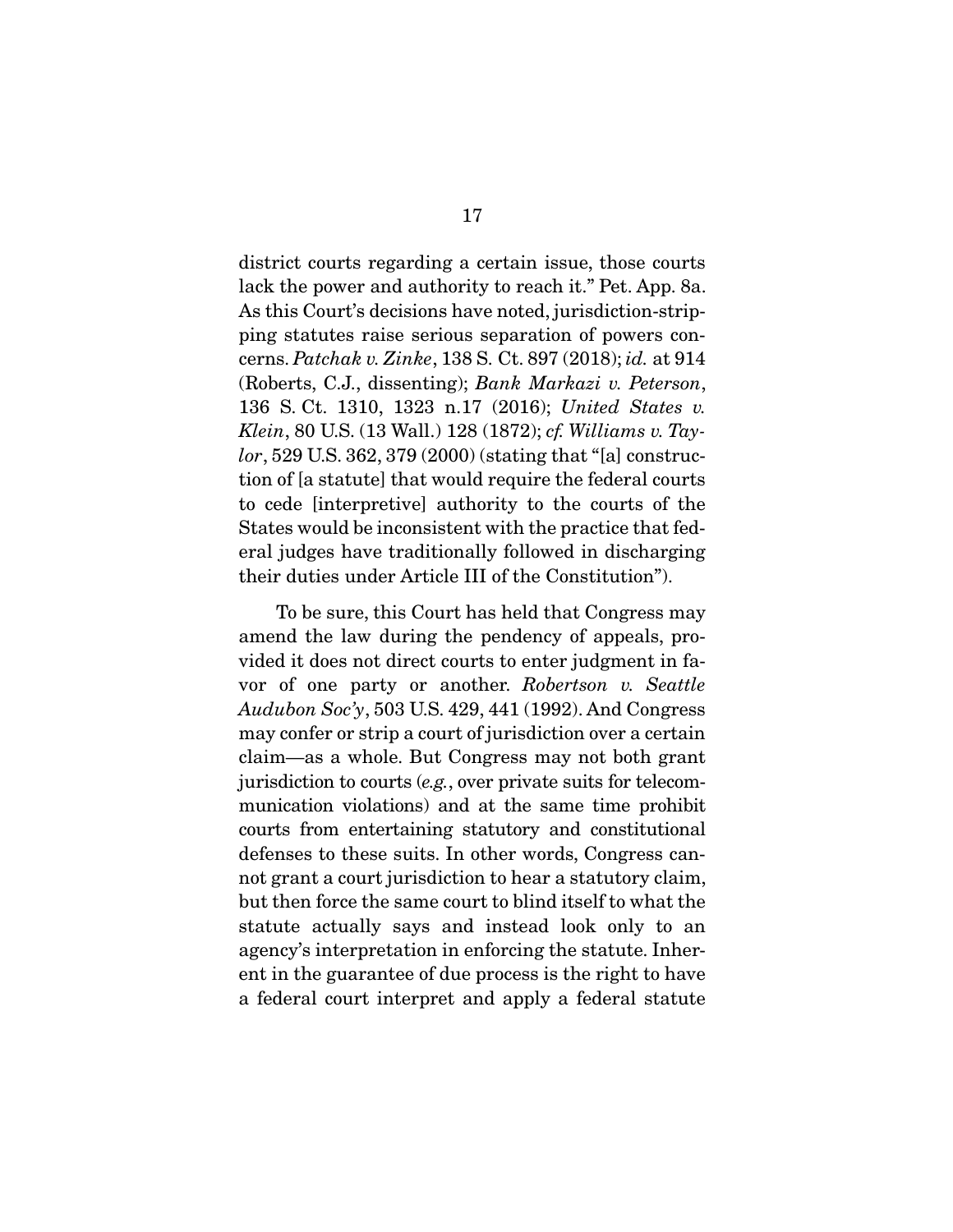district courts regarding a certain issue, those courts lack the power and authority to reach it." Pet. App. 8a. As this Court's decisions have noted, jurisdiction-stripping statutes raise serious separation of powers concerns. *Patchak v. Zinke*, 138 S. Ct. 897 (2018); *id.* at 914 (Roberts, C.J., dissenting); *Bank Markazi v. Peterson*, 136 S. Ct. 1310, 1323 n.17 (2016); *United States v. Klein*, 80 U.S. (13 Wall.) 128 (1872); *cf. Williams v. Taylor*, 529 U.S. 362, 379 (2000) (stating that "[a] construction of [a statute] that would require the federal courts to cede [interpretive] authority to the courts of the States would be inconsistent with the practice that federal judges have traditionally followed in discharging their duties under Article III of the Constitution").

To be sure, this Court has held that Congress may amend the law during the pendency of appeals, provided it does not direct courts to enter judgment in favor of one party or another. *Robertson v. Seattle Audubon Soc'y*, 503 U.S. 429, 441 (1992). And Congress may confer or strip a court of jurisdiction over a certain claim—as a whole. But Congress may not both grant jurisdiction to courts (*e.g.*, over private suits for telecommunication violations) and at the same time prohibit courts from entertaining statutory and constitutional defenses to these suits. In other words, Congress cannot grant a court jurisdiction to hear a statutory claim, but then force the same court to blind itself to what the statute actually says and instead look only to an agency's interpretation in enforcing the statute. Inherent in the guarantee of due process is the right to have a federal court interpret and apply a federal statute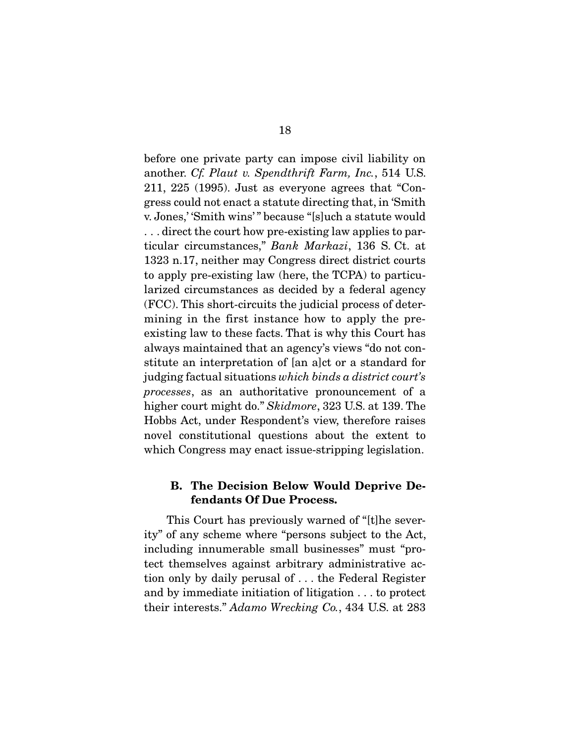before one private party can impose civil liability on another. *Cf. Plaut v. Spendthrift Farm, Inc.*, 514 U.S. 211, 225 (1995). Just as everyone agrees that "Congress could not enact a statute directing that, in 'Smith v. Jones,' 'Smith wins'" because "[s]uch a statute would . . . direct the court how pre-existing law applies to particular circumstances," *Bank Markazi*, 136 S. Ct. at 1323 n.17, neither may Congress direct district courts to apply pre-existing law (here, the TCPA) to particularized circumstances as decided by a federal agency (FCC). This short-circuits the judicial process of determining in the first instance how to apply the pre-existing law to these facts. That is why this Court has always maintained that an agency's views "do not constitute an interpretation of [an a]ct or a standard for judging factual situations *which binds a district court's processes*, as an authoritative pronouncement of a higher court might do." *Skidmore*, 323 U.S. at 139. The Hobbs Act, under Respondent's view, therefore raises novel constitutional questions about the extent to which Congress may enact issue-stripping legislation.

### B. The Decision Below Would Deprive Defendants Of Due Process.

This Court has previously warned of "[t]he severity" of any scheme where "persons subject to the Act, including innumerable small businesses" must "protect themselves against arbitrary administrative action only by daily perusal of . . . the Federal Register and by immediate initiation of litigation . . . to protect their interests." *Adamo Wrecking Co.*, 434 U.S. at 283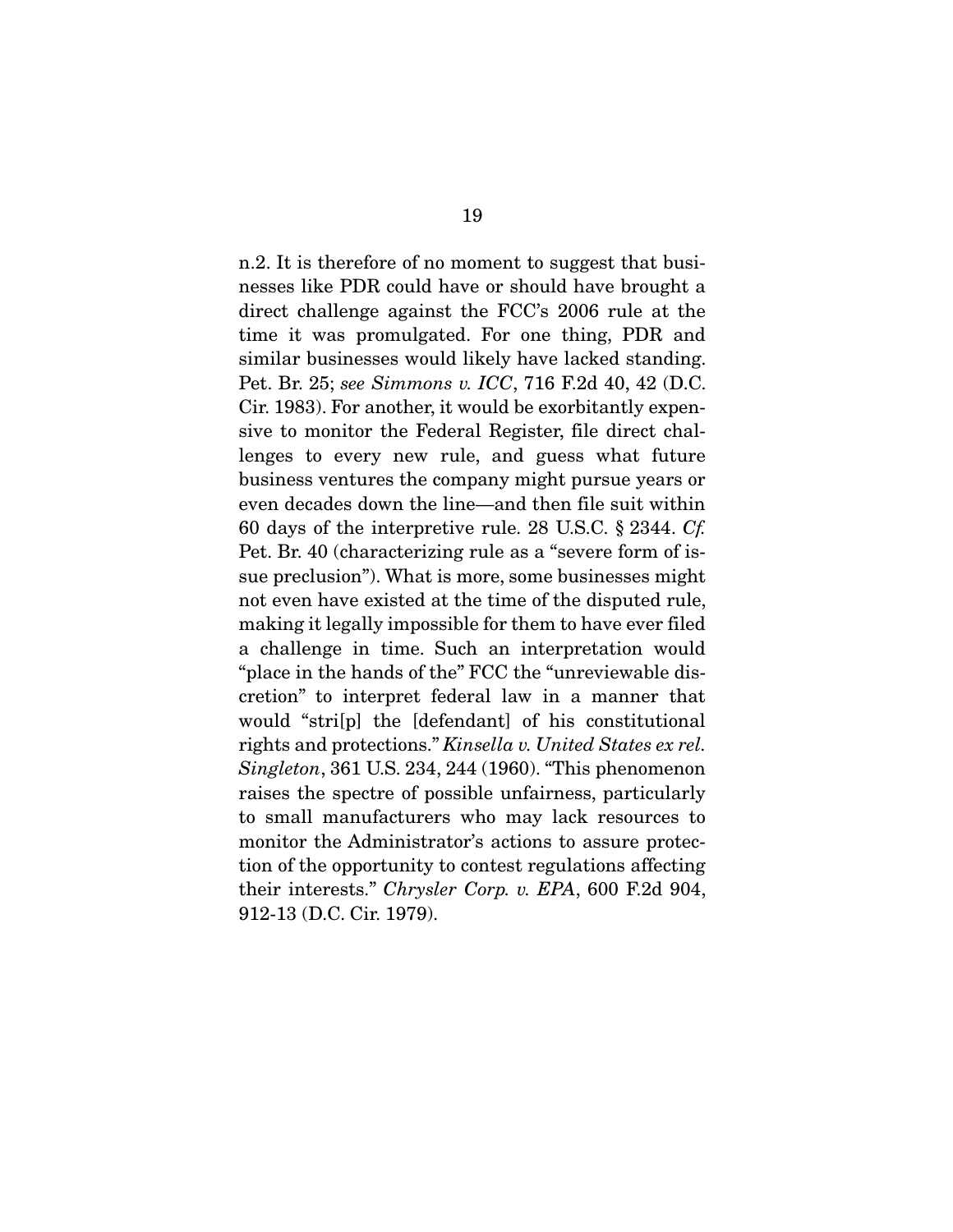n.2. It is therefore of no moment to suggest that businesses like PDR could have or should have brought a direct challenge against the FCC's 2006 rule at the time it was promulgated. For one thing, PDR and similar businesses would likely have lacked standing. Pet. Br. 25; *see Simmons v. ICC*, 716 F.2d 40, 42 (D.C. Cir. 1983). For another, it would be exorbitantly expensive to monitor the Federal Register, file direct challenges to every new rule, and guess what future business ventures the company might pursue years or even decades down the line—and then file suit within 60 days of the interpretive rule. 28 U.S.C. § 2344. *Cf.* Pet. Br. 40 (characterizing rule as a "severe form of issue preclusion"). What is more, some businesses might not even have existed at the time of the disputed rule, making it legally impossible for them to have ever filed a challenge in time. Such an interpretation would "place in the hands of the" FCC the "unreviewable discretion" to interpret federal law in a manner that would "stri[p] the [defendant] of his constitutional rights and protections." *Kinsella v. United States ex rel. Singleton*, 361 U.S. 234, 244 (1960). "This phenomenon raises the spectre of possible unfairness, particularly to small manufacturers who may lack resources to monitor the Administrator's actions to assure protection of the opportunity to contest regulations affecting their interests." *Chrysler Corp. v. EPA*, 600 F.2d 904, 912-13 (D.C. Cir. 1979).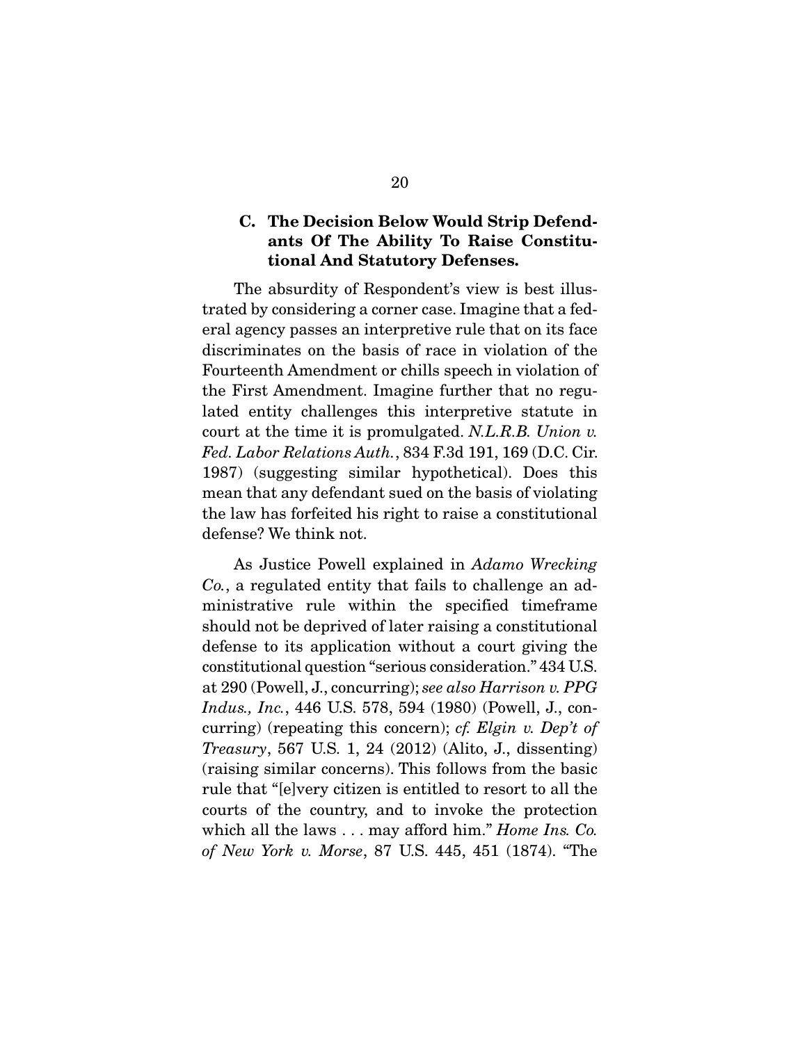### C. The Decision Below Would Strip Defendants Of The Ability To Raise Constitutional And Statutory Defenses.

The absurdity of Respondent's view is best illustrated by considering a corner case. Imagine that a federal agency passes an interpretive rule that on its face discriminates on the basis of race in violation of the Fourteenth Amendment or chills speech in violation of the First Amendment. Imagine further that no regulated entity challenges this interpretive statute in court at the time it is promulgated. *N.L.R.B. Union v. Fed. Labor Relations Auth.*, 834 F.3d 191, 169 (D.C. Cir. 1987) (suggesting similar hypothetical). Does this mean that any defendant sued on the basis of violating the law has forfeited his right to raise a constitutional defense? We think not.

As Justice Powell explained in *Adamo Wrecking Co.*, a regulated entity that fails to challenge an administrative rule within the specified timeframe should not be deprived of later raising a constitutional defense to its application without a court giving the constitutional question "serious consideration." 434 U.S. at 290 (Powell, J., concurring); *see also Harrison v. PPG Indus., Inc.*, 446 U.S. 578, 594 (1980) (Powell, J., concurring) (repeating this concern); *cf. Elgin v. Dep't of Treasury*, 567 U.S. 1, 24 (2012) (Alito, J., dissenting) (raising similar concerns). This follows from the basic rule that "[e]very citizen is entitled to resort to all the courts of the country, and to invoke the protection which all the laws . . . may afford him." *Home Ins. Co. of New York v. Morse*, 87 U.S. 445, 451 (1874). "The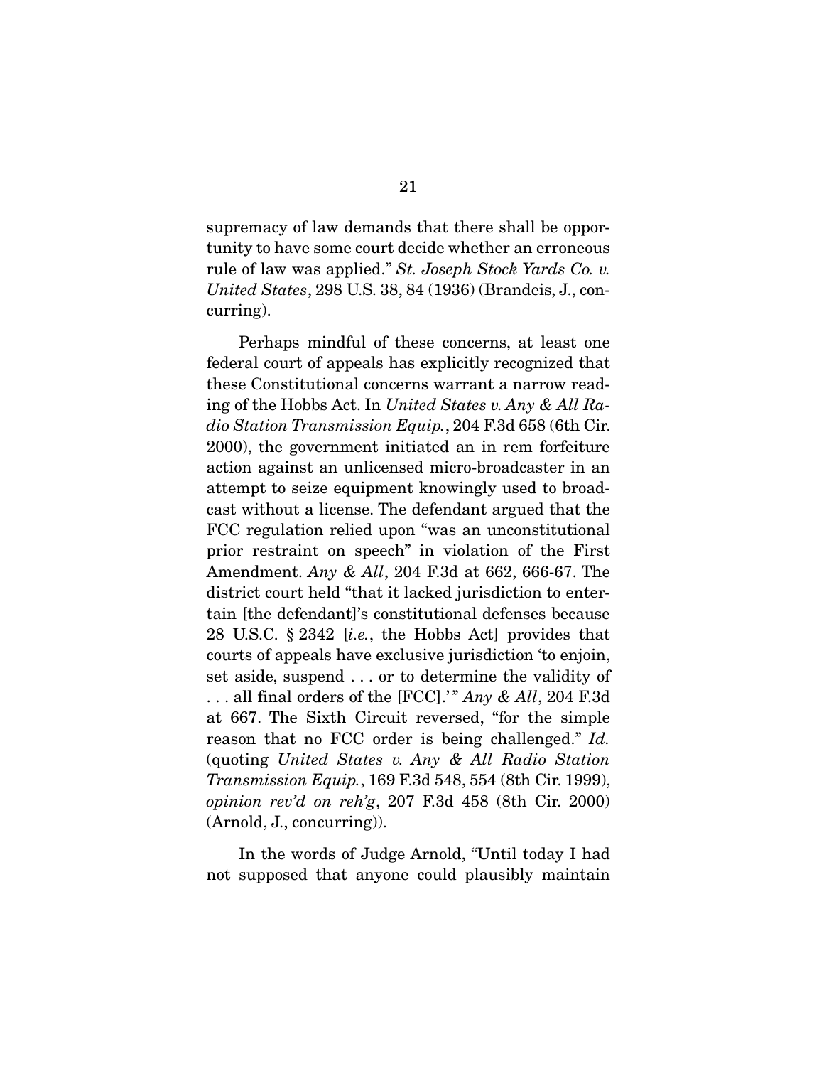supremacy of law demands that there shall be opportunity to have some court decide whether an erroneous rule of law was applied." *St. Joseph Stock Yards Co. v. United States*, 298 U.S. 38, 84 (1936) (Brandeis, J., concurring).

Perhaps mindful of these concerns, at least one federal court of appeals has explicitly recognized that these Constitutional concerns warrant a narrow reading of the Hobbs Act. In *United States v. Any & All Radio Station Transmission Equip.*, 204 F.3d 658 (6th Cir. 2000), the government initiated an in rem forfeiture action against an unlicensed micro-broadcaster in an attempt to seize equipment knowingly used to broadcast without a license. The defendant argued that the FCC regulation relied upon "was an unconstitutional prior restraint on speech" in violation of the First Amendment. *Any & All*, 204 F.3d at 662, 666-67. The district court held "that it lacked jurisdiction to entertain [the defendant]'s constitutional defenses because 28 U.S.C. § 2342 [*i.e.*, the Hobbs Act] provides that courts of appeals have exclusive jurisdiction 'to enjoin, set aside, suspend . . . or to determine the validity of . . . all final orders of the [FCC].'" *Any & All*, 204 F.3d at 667. The Sixth Circuit reversed, "for the simple reason that no FCC order is being challenged." *Id.* (quoting *United States v. Any & All Radio Station Transmission Equip.*, 169 F.3d 548, 554 (8th Cir. 1999), *opinion rev'd on reh'g*, 207 F.3d 458 (8th Cir. 2000) (Arnold, J., concurring)).

In the words of Judge Arnold, "Until today I had not supposed that anyone could plausibly maintain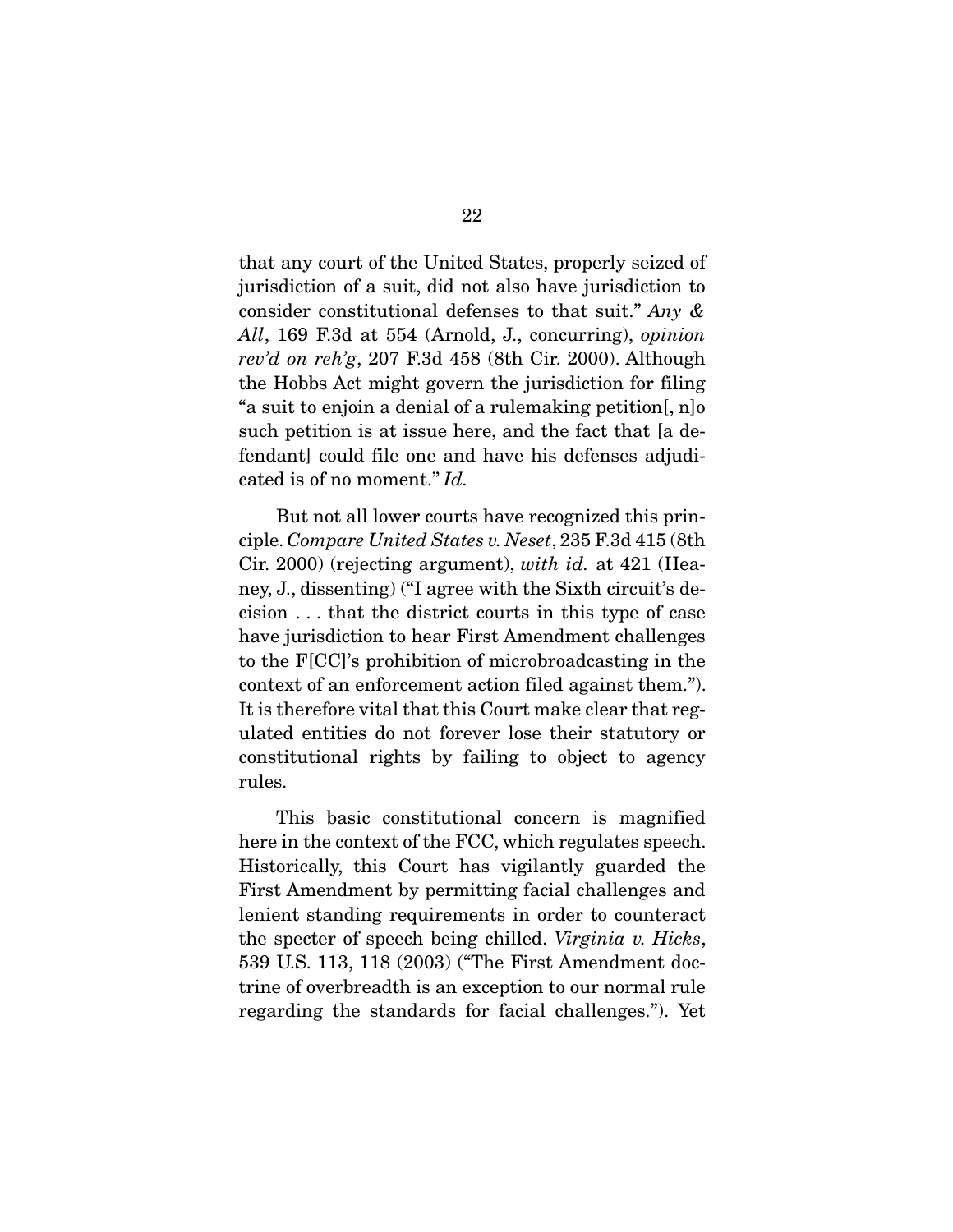that any court of the United States, properly seized of jurisdiction of a suit, did not also have jurisdiction to consider constitutional defenses to that suit." *Any & All*, 169 F.3d at 554 (Arnold, J., concurring), *opinion rev'd on reh'g*, 207 F.3d 458 (8th Cir. 2000). Although the Hobbs Act might govern the jurisdiction for filing "a suit to enjoin a denial of a rulemaking petition[, n]o such petition is at issue here, and the fact that [a defendant] could file one and have his defenses adjudicated is of no moment." *Id.*

But not all lower courts have recognized this principle. *Compare United States v. Neset*, 235 F.3d 415 (8th Cir. 2000) (rejecting argument), *with id.* at 421 (Heaney, J., dissenting) ("I agree with the Sixth circuit's decision . . . that the district courts in this type of case have jurisdiction to hear First Amendment challenges to the F[CC]'s prohibition of microbroadcasting in the context of an enforcement action filed against them."). It is therefore vital that this Court make clear that regulated entities do not forever lose their statutory or constitutional rights by failing to object to agency rules.

This basic constitutional concern is magnified here in the context of the FCC, which regulates speech. Historically, this Court has vigilantly guarded the First Amendment by permitting facial challenges and lenient standing requirements in order to counteract the specter of speech being chilled. *Virginia v. Hicks*, 539 U.S. 113, 118 (2003) ("The First Amendment doctrine of overbreadth is an exception to our normal rule regarding the standards for facial challenges."). Yet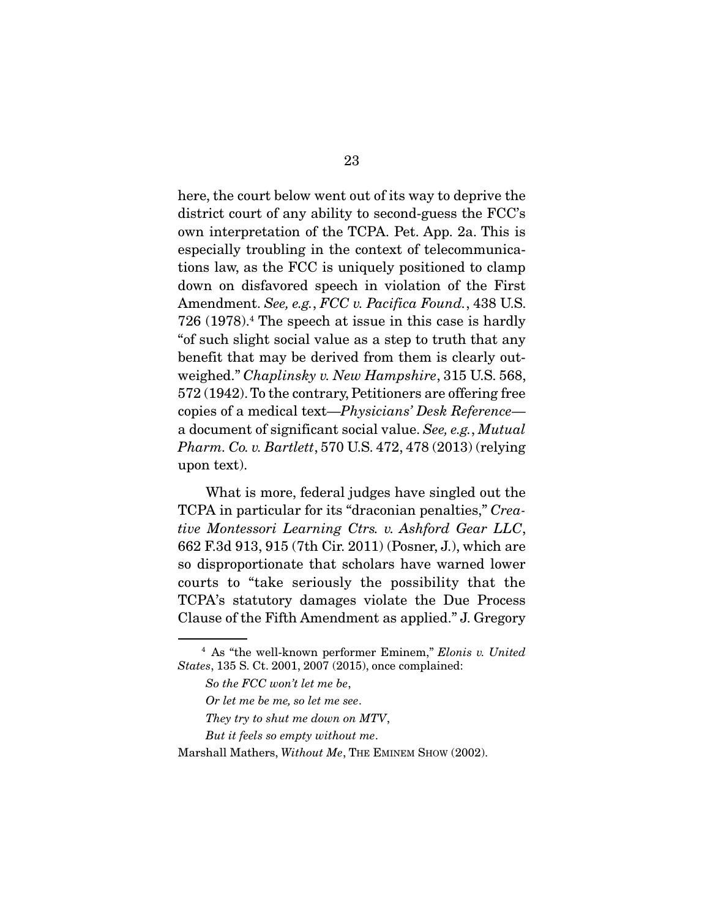here, the court below went out of its way to deprive the district court of any ability to second-guess the FCC's own interpretation of the TCPA. Pet. App. 2a. This is especially troubling in the context of telecommunications law, as the FCC is uniquely positioned to clamp down on disfavored speech in violation of the First Amendment. *See, e.g.*, *FCC v. Pacifica Found.*, 438 U.S. 726 (1978).[4] The speech at issue in this case is hardly "of such slight social value as a step to truth that any benefit that may be derived from them is clearly outweighed." *Chaplinsky v. New Hampshire*, 315 U.S. 568, 572 (1942). To the contrary, Petitioners are offering free copies of a medical text—*Physicians' Desk Reference*—a document of significant social value. *See, e.g.*, *Mutual Pharm. Co. v. Bartlett*, 570 U.S. 472, 478 (2013) (relying upon text).

What is more, federal judges have singled out the TCPA in particular for its "draconian penalties," *Creative Montessori Learning Ctrs. v. Ashford Gear LLC*, 662 F.3d 913, 915 (7th Cir. 2011) (Posner, J.), which are so disproportionate that scholars have warned lower courts to "take seriously the possibility that the TCPA's statutory damages violate the Due Process Clause of the Fifth Amendment as applied." J. Gregory

---

[4] As "the well-known performer Eminem," *Elonis v. United States*, 135 S. Ct. 2001, 2007 (2015), once complained:

*So the FCC won't let me be,*

*Or let me be me, so let me see.*

*They try to shut me down on MTV,*

*But it feels so empty without me.*

Marshall Mathers, *Without Me*, THE EMINEM SHOW (2002).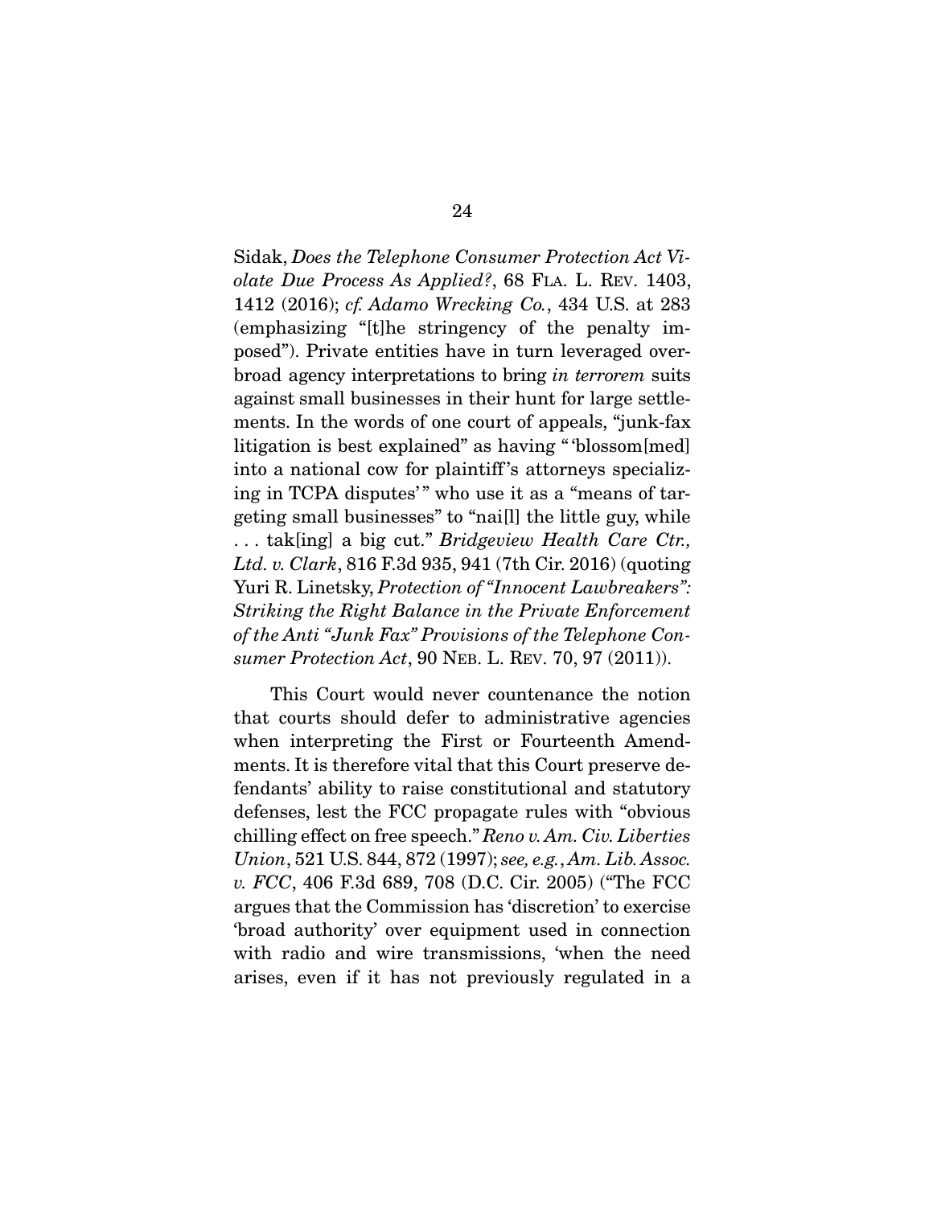Sidak, *Does the Telephone Consumer Protection Act Violate Due Process As Applied?*, 68 FLA. L. REV. 1403, 1412 (2016); *cf. Adamo Wrecking Co.*, 434 U.S. at 283 (emphasizing "[t]he stringency of the penalty imposed"). Private entities have in turn leveraged overbroad agency interpretations to bring *in terrorem* suits against small businesses in their hunt for large settlements. In the words of one court of appeals, "junk-fax litigation is best explained" as having "'blossom[med] into a national cow for plaintiff's attorneys specializing in TCPA disputes'" who use it as a "means of targeting small businesses" to "nai[l] the little guy, while . . . tak[ing] a big cut." *Bridgeview Health Care Ctr., Ltd. v. Clark*, 816 F.3d 935, 941 (7th Cir. 2016) (quoting Yuri R. Linetsky, *Protection of "Innocent Lawbreakers": Striking the Right Balance in the Private Enforcement of the Anti "Junk Fax" Provisions of the Telephone Consumer Protection Act*, 90 NEB. L. REV. 70, 97 (2011)).

This Court would never countenance the notion that courts should defer to administrative agencies when interpreting the First or Fourteenth Amendments. It is therefore vital that this Court preserve defendants' ability to raise constitutional and statutory defenses, lest the FCC propagate rules with "obvious chilling effect on free speech." *Reno v. Am. Civ. Liberties Union*, 521 U.S. 844, 872 (1997); *see, e.g.*, *Am. Lib. Assoc. v. FCC*, 406 F.3d 689, 708 (D.C. Cir. 2005) ("The FCC argues that the Commission has 'discretion' to exercise 'broad authority' over equipment used in connection with radio and wire transmissions, 'when the need arises, even if it has not previously regulated in a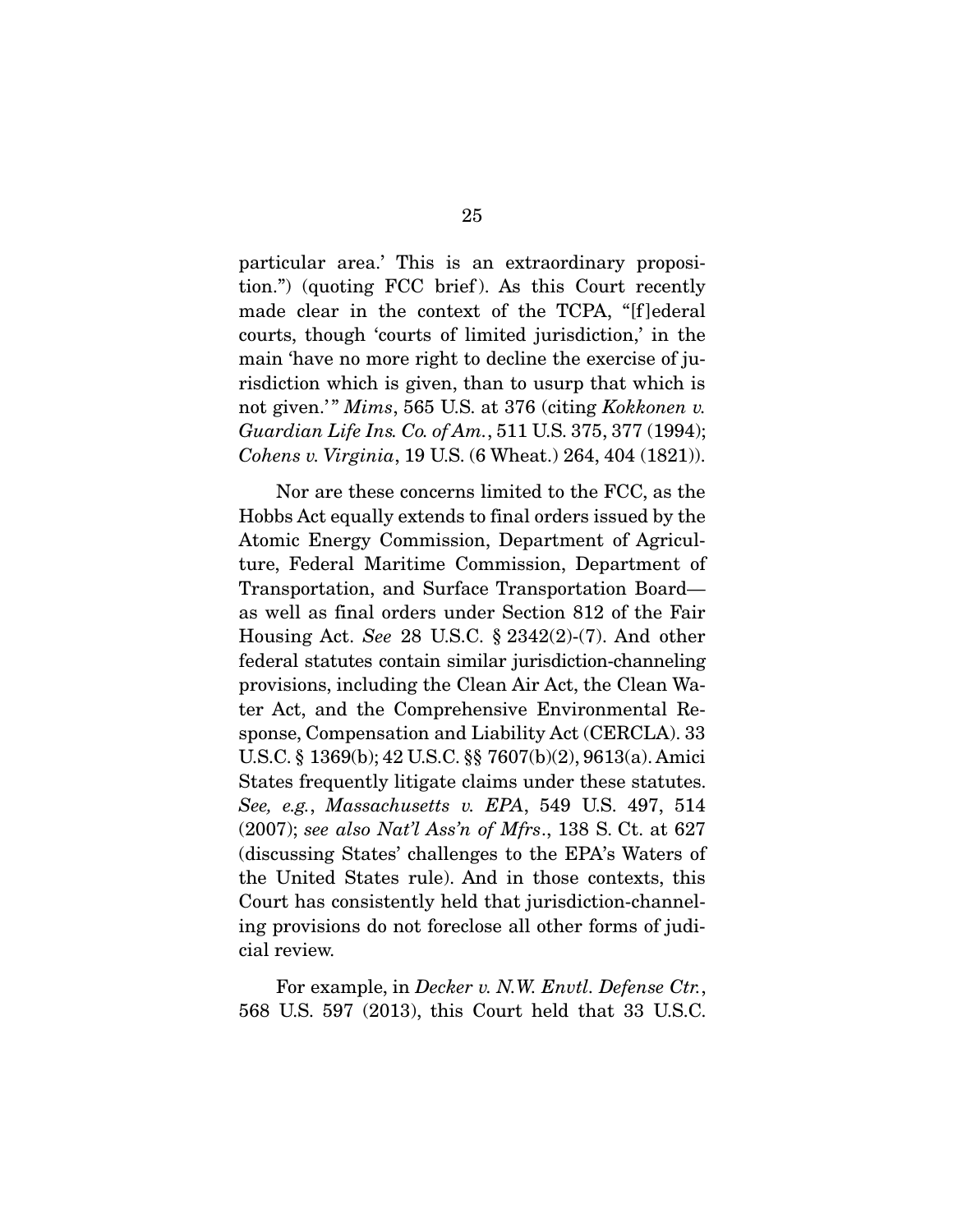particular area.' This is an extraordinary proposition.") (quoting FCC brief). As this Court recently made clear in the context of the TCPA, "[f]ederal courts, though 'courts of limited jurisdiction,' in the main 'have no more right to decline the exercise of jurisdiction which is given, than to usurp that which is not given.'" *Mims*, 565 U.S. at 376 (citing *Kokkonen v. Guardian Life Ins. Co. of Am.*, 511 U.S. 375, 377 (1994); *Cohens v. Virginia*, 19 U.S. (6 Wheat.) 264, 404 (1821)).

Nor are these concerns limited to the FCC, as the Hobbs Act equally extends to final orders issued by the Atomic Energy Commission, Department of Agriculture, Federal Maritime Commission, Department of Transportation, and Surface Transportation Board—as well as final orders under Section 812 of the Fair Housing Act. *See* 28 U.S.C. § 2342(2)-(7). And other federal statutes contain similar jurisdiction-channeling provisions, including the Clean Air Act, the Clean Water Act, and the Comprehensive Environmental Response, Compensation and Liability Act (CERCLA). 33 U.S.C. § 1369(b); 42 U.S.C. §§ 7607(b)(2), 9613(a). Amici States frequently litigate claims under these statutes. *See, e.g.*, *Massachusetts v. EPA*, 549 U.S. 497, 514 (2007); *see also Nat'l Ass'n of Mfrs*., 138 S. Ct. at 627 (discussing States' challenges to the EPA's Waters of the United States rule). And in those contexts, this Court has consistently held that jurisdiction-channeling provisions do not foreclose all other forms of judicial review.

For example, in *Decker v. N.W. Envtl. Defense Ctr.*, 568 U.S. 597 (2013), this Court held that 33 U.S.C.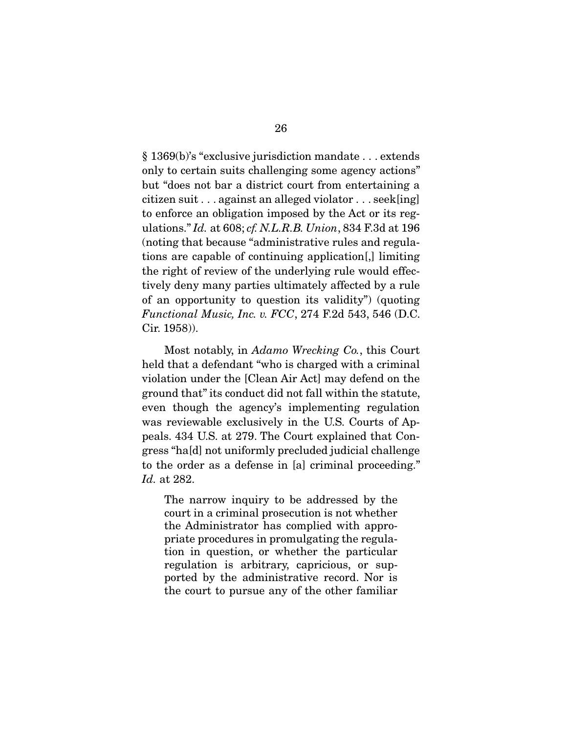§ 1369(b)'s "exclusive jurisdiction mandate . . . extends only to certain suits challenging some agency actions" but "does not bar a district court from entertaining a citizen suit . . . against an alleged violator . . . seek[ing] to enforce an obligation imposed by the Act or its regulations." *Id.* at 608; *cf. N.L.R.B. Union*, 834 F.3d at 196 (noting that because "administrative rules and regulations are capable of continuing application[,] limiting the right of review of the underlying rule would effectively deny many parties ultimately affected by a rule of an opportunity to question its validity") (quoting *Functional Music, Inc. v. FCC*, 274 F.2d 543, 546 (D.C. Cir. 1958)).

Most notably, in *Adamo Wrecking Co.*, this Court held that a defendant "who is charged with a criminal violation under the [Clean Air Act] may defend on the ground that" its conduct did not fall within the statute, even though the agency's implementing regulation was reviewable exclusively in the U.S. Courts of Appeals. 434 U.S. at 279. The Court explained that Congress "ha[d] not uniformly precluded judicial challenge to the order as a defense in [a] criminal proceeding." *Id.* at 282.

> The narrow inquiry to be addressed by the court in a criminal prosecution is not whether the Administrator has complied with appropriate procedures in promulgating the regulation in question, or whether the particular regulation is arbitrary, capricious, or supported by the administrative record. Nor is the court to pursue any of the other familiar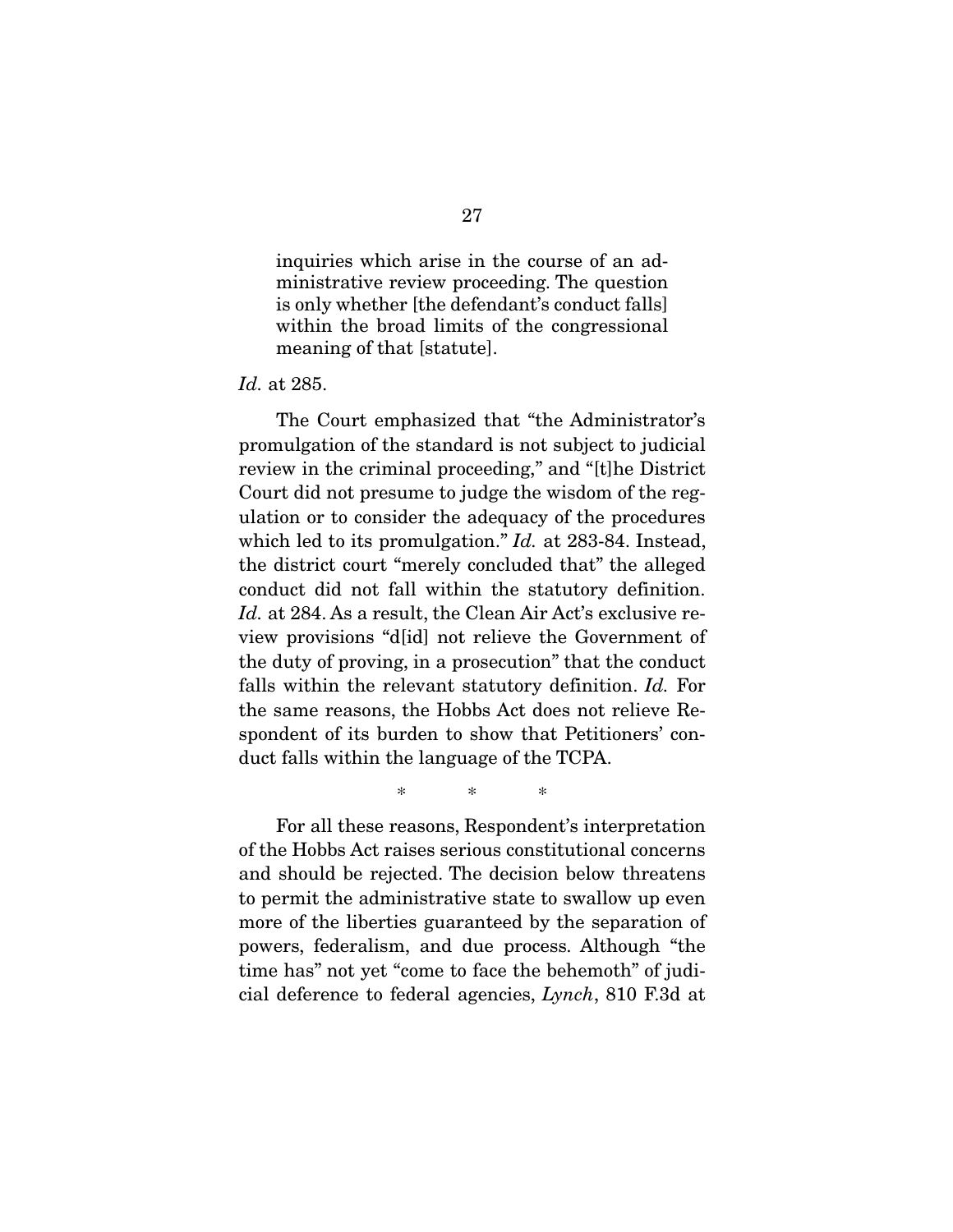> inquiries which arise in the course of an administrative review proceeding. The question is only whether [the defendant's conduct falls] within the broad limits of the congressional meaning of that [statute].

*Id.* at 285.

The Court emphasized that "the Administrator's promulgation of the standard is not subject to judicial review in the criminal proceeding," and "[t]he District Court did not presume to judge the wisdom of the regulation or to consider the adequacy of the procedures which led to its promulgation." *Id.* at 283-84. Instead, the district court "merely concluded that" the alleged conduct did not fall within the statutory definition. *Id.* at 284. As a result, the Clean Air Act's exclusive review provisions "d[id] not relieve the Government of the duty of proving, in a prosecution" that the conduct falls within the relevant statutory definition. *Id.* For the same reasons, the Hobbs Act does not relieve Respondent of its burden to show that Petitioners' conduct falls within the language of the TCPA.

\* \* \*

For all these reasons, Respondent's interpretation of the Hobbs Act raises serious constitutional concerns and should be rejected. The decision below threatens to permit the administrative state to swallow up even more of the liberties guaranteed by the separation of powers, federalism, and due process. Although "the time has" not yet "come to face the behemoth" of judicial deference to federal agencies, *Lynch*, 810 F.3d at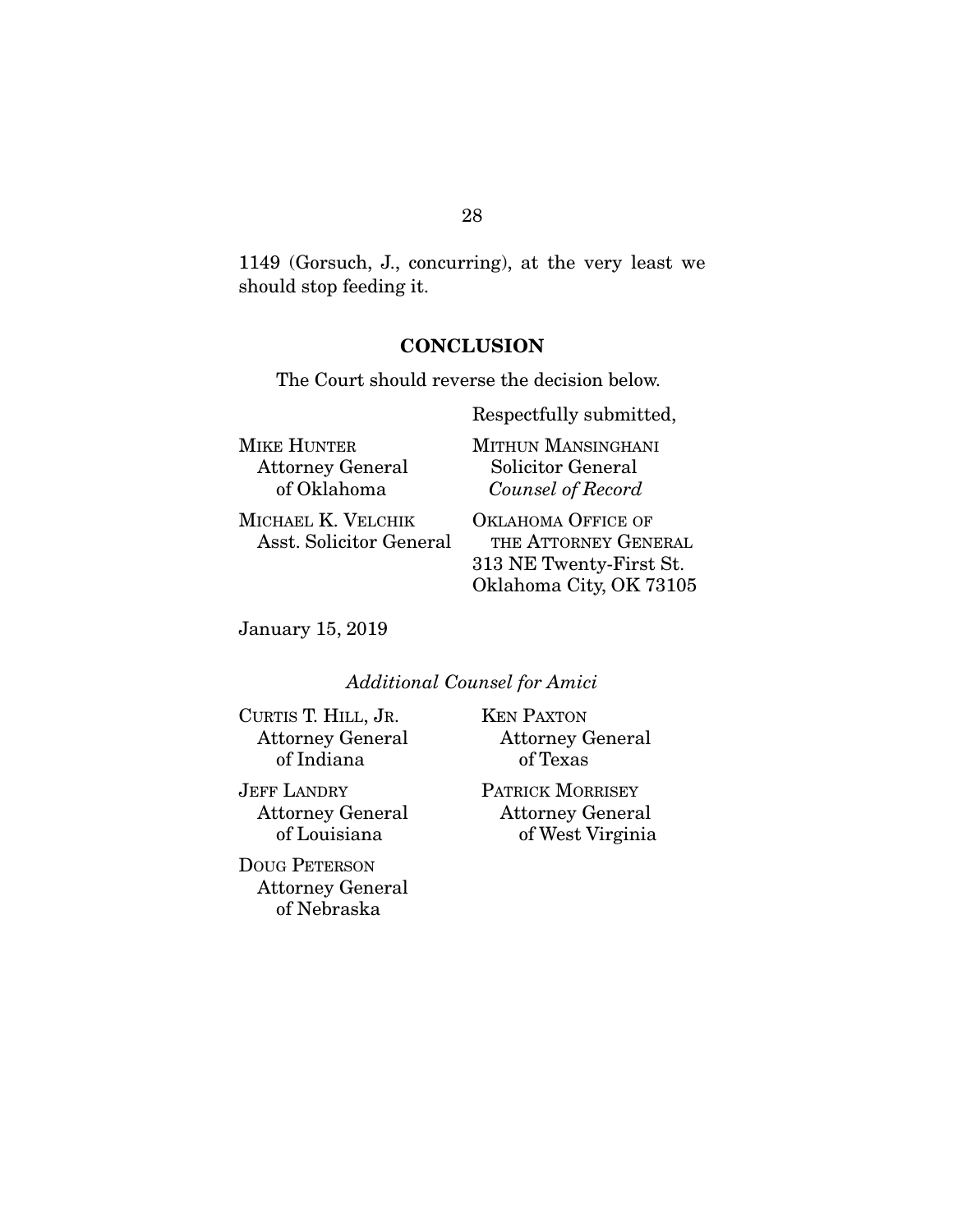1149 (Gorsuch, J., concurring), at the very least we should stop feeding it.

## CONCLUSION

The Court should reverse the decision below.

Respectfully submitted,

MIKE HUNTER
Attorney General
of Oklahoma

MICHAEL K. VELCHIK
Asst. Solicitor General

MITHUN MANSINGHANI
Solicitor General
*Counsel of Record*

OKLAHOMA OFFICE OF
THE ATTORNEY GENERAL
313 NE Twenty-First St.
Oklahoma City, OK 73105

January 15, 2019

*Additional Counsel for Amici*

CURTIS T. HILL, JR.
Attorney General
of Indiana

JEFF LANDRY
Attorney General
of Louisiana

DOUG PETERSON
Attorney General
of Nebraska

KEN PAXTON
Attorney General
of Texas

PATRICK MORRISEY
Attorney General
of West Virginia